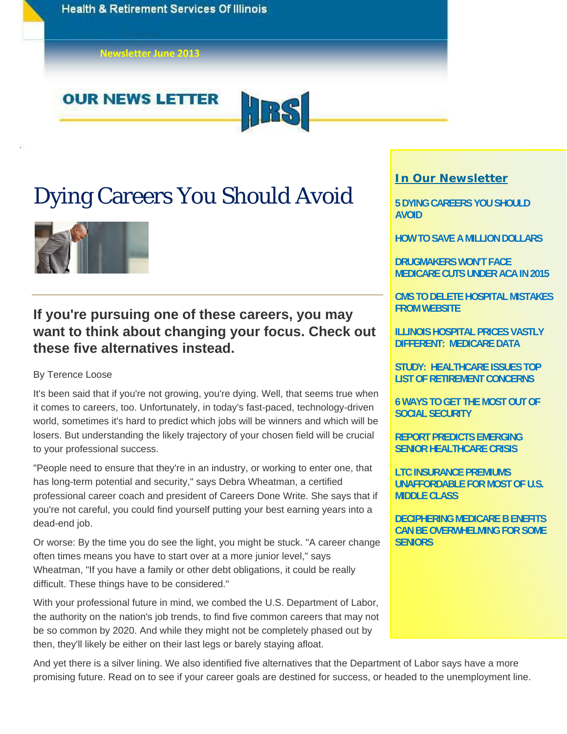Health & Retirement Services Of Illinois

Newsletter June 2013

OUR NEWS LETTER

HRSI

# Dying Careers You Should Avoid

### If you're pursuing one of these careers, you may want to think about changing your focus. Check out these five alternatives instead.

By Terence Loose

It's been said that if you're not growing, you're dying. Well, that seems true when it comes to careers, too. Unfortunately, in today's fast-paced, technology-driven world, sometimes it's hard to predict which jobs will be winners and which will be losers. But understanding the likely trajectory of your chosen field will be crucial to your professional success.

"People need to ensure that they're in an industry, or working to enter one, that has long-term potential and security," says Debra Wheatman, a certified professional career coach and president of Careers Done Write. She says that if you're not careful, you could find yourself putting your best earning years into a dead-end job.

Or worse: By the time you do see the light, you might be stuck. "A career change often times means you have to start over at a more junior level," says Wheatman, "If you have a family or other debt obligations, it could be really difficult. These things have to be considered."

With your professional future in mind, we combed the U.S. Department of Labor, the authority on the nation's job trends, to find five common careers that may not be so common by 2020. And while they might not be completely phased out by then, they'll likely be either on their last legs or barely staying afloat.

And yet there is a silver lining. We also identified five alternatives that the Department of Labor says have a more promising future. Read on to see if your career goals are destined for success, or headed to the unemployment line.

## In Our Newsletter

- 5 DYING CAREERS YOU SHOULD AVOID
- HOW TO SAVE A MILLION DOLLARS
- DRUGMAKERS WON'T FACE MEDICARE CUTS UNDER ACA IN 2015
- CMS TO DELETE HOSPITAL MISTAKES FROM WEBSITE
- ILLINOIS HOSPITAL PRICES VASTLY DIFFERENT: MEDICARE DATA
- STUDY: HEALTHCARE ISSUES TOP LIST OF RETIREMENT CONCERNS
- 6 WAYS TO GET THE MOST OUT OF SOCIAL SECURITY
- REPORT PREDICTS EMERGING SENIOR HEALTHCARE CRISIS
- LTC INSURANCE PREMIUMS UNAFFORDABLE FOR MOST OF U.S. MIDDLE CLASS
- DECIPHERING MEDICARE BENEFITS CAN BE OVERWHELMING FOR SOME SENIORS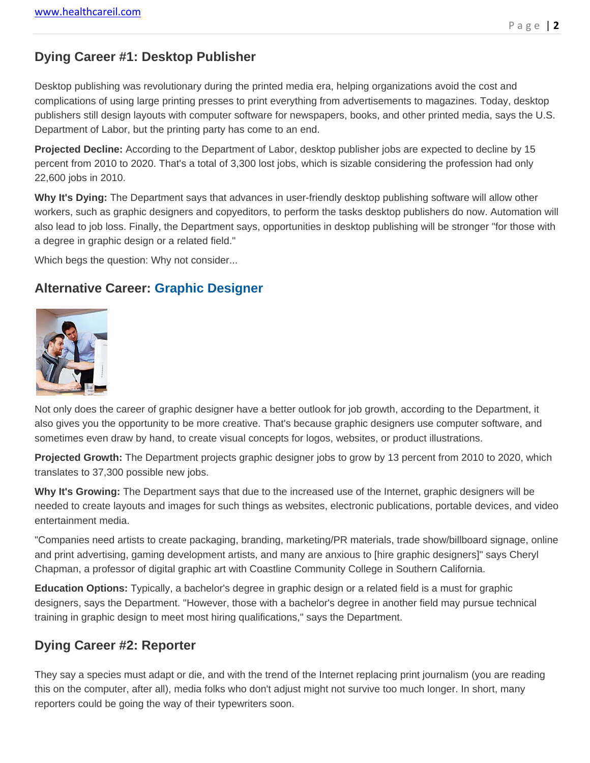## Dying Career #1: Desktop Publisher

Desktop publishing was revolutionary during the printed media era, helping organizations avoid the cost and complications of using large printing presses to print everything from advertisements to magazines. Today, desktop publishers still design layouts with computer software for newspapers, books, and other printed media, says the U.S. Department of Labor, but the printing party has come to an end.

**Projected Decline:** According to the Department of Labor, desktop publisher jobs are expected to decline by 15 percent from 2010 to 2020. That's a total of 3,300 lost jobs, which is sizable considering the profession had only 22,600 jobs in 2010.

**Why It's Dying:** The Department says that advances in user-friendly desktop publishing software will allow other workers, such as graphic designers and copyeditors, to perform the tasks desktop publishers do now. Automation will also lead to job loss. Finally, the Department says, opportunities in desktop publishing will be stronger "for those with a degree in graphic design or a related field."

Which begs the question: Why not consider...

## Alternative Career: Graphic Designer

Not only does the career of graphic designer have a better outlook for job growth, according to the Department, it also gives you the opportunity to be more creative. That's because graphic designers use computer software, and sometimes even draw by hand, to create visual concepts for logos, websites, or product illustrations.

**Projected Growth:** The Department projects graphic designer jobs to grow by 13 percent from 2010 to 2020, which translates to 37,300 possible new jobs.

**Why It's Growing:** The Department says that due to the increased use of the Internet, graphic designers will be needed to create layouts and images for such things as websites, electronic publications, portable devices, and video entertainment media.

"Companies need artists to create packaging, branding, marketing/PR materials, trade show/billboard signage, online and print advertising, gaming development artists, and many are anxious to [hire graphic designers]" says Cheryl Chapman, a professor of digital graphic art with Coastline Community College in Southern California.

**Education Options:** Typically, a bachelor's degree in graphic design or a related field is a must for graphic designers, says the Department. "However, those with a bachelor's degree in another field may pursue technical training in graphic design to meet most hiring qualifications," says the Department.

## Dying Career #2: Reporter

They say a species must adapt or die, and with the trend of the Internet replacing print journalism (you are reading this on the computer, after all), media folks who don't adjust might not survive too much longer. In short, many reporters could be going the way of their typewriters soon.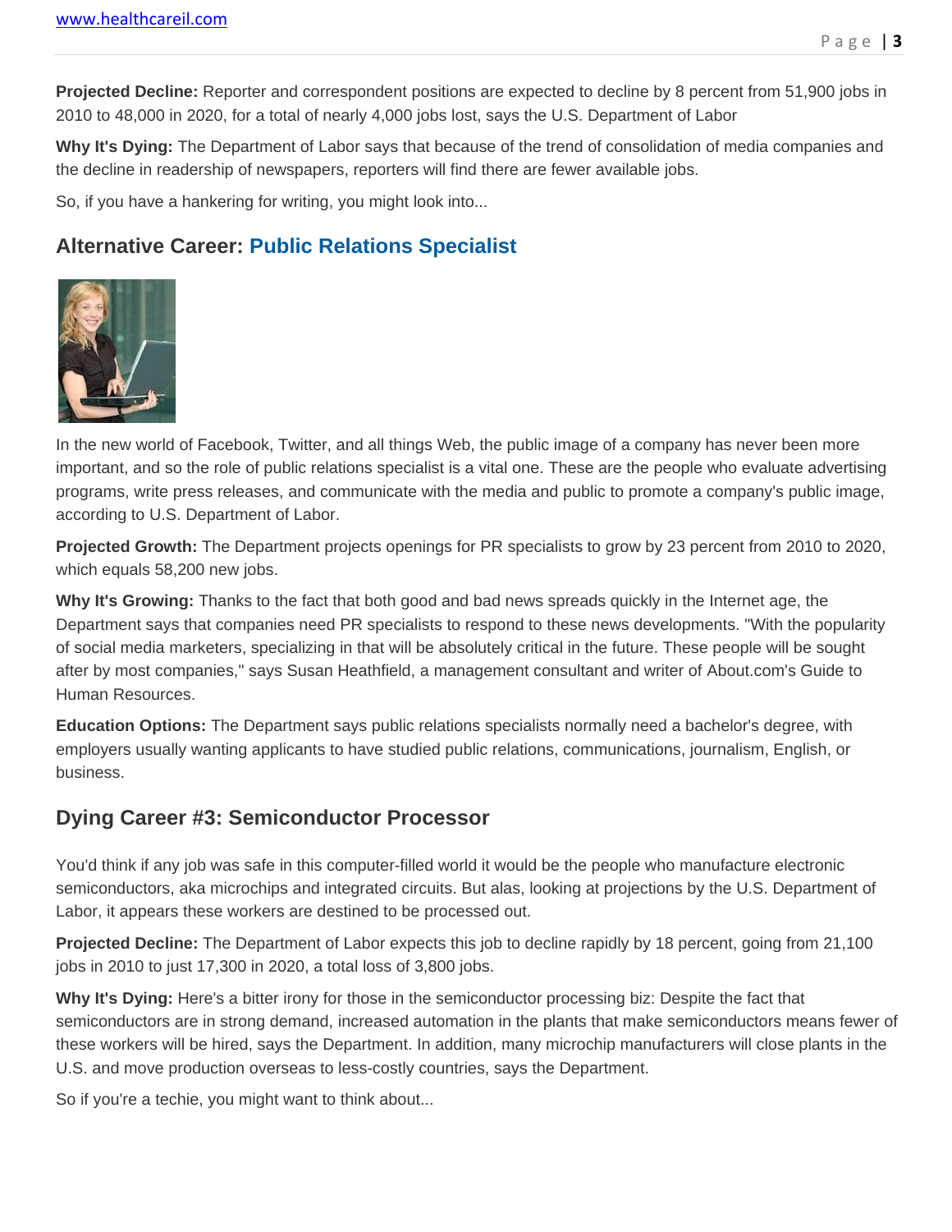**Projected Decline:** Reporter and correspondent positions are expected to decline by 8 percent from 51,900 jobs in 2010 to 48,000 in 2020, for a total of nearly 4,000 jobs lost, says the U.S. Department of Labor

**Why It's Dying:** The Department of Labor says that because of the trend of consolidation of media companies and the decline in readership of newspapers, reporters will find there are fewer available jobs.

So, if you have a hankering for writing, you might look into...

## Alternative Career: Public Relations Specialist

In the new world of Facebook, Twitter, and all things Web, the public image of a company has never been more important, and so the role of public relations specialist is a vital one. These are the people who evaluate advertising programs, write press releases, and communicate with the media and public to promote a company's public image, according to U.S. Department of Labor.

**Projected Growth:** The Department projects openings for PR specialists to grow by 23 percent from 2010 to 2020, which equals 58,200 new jobs.

**Why It's Growing:** Thanks to the fact that both good and bad news spreads quickly in the Internet age, the Department says that companies need PR specialists to respond to these news developments. "With the popularity of social media marketers, specializing in that will be absolutely critical in the future. These people will be sought after by most companies," says Susan Heathfield, a management consultant and writer of About.com's Guide to Human Resources.

**Education Options:** The Department says public relations specialists normally need a bachelor's degree, with employers usually wanting applicants to have studied public relations, communications, journalism, English, or business.

## Dying Career #3: Semiconductor Processor

You'd think if any job was safe in this computer-filled world it would be the people who manufacture electronic semiconductors, aka microchips and integrated circuits. But alas, looking at projections by the U.S. Department of Labor, it appears these workers are destined to be processed out.

**Projected Decline:** The Department of Labor expects this job to decline rapidly by 18 percent, going from 21,100 jobs in 2010 to just 17,300 in 2020, a total loss of 3,800 jobs.

**Why It's Dying:** Here's a bitter irony for those in the semiconductor processing biz: Despite the fact that semiconductors are in strong demand, increased automation in the plants that make semiconductors means fewer of these workers will be hired, says the Department. In addition, many microchip manufacturers will close plants in the U.S. and move production overseas to less-costly countries, says the Department.

So if you're a techie, you might want to think about...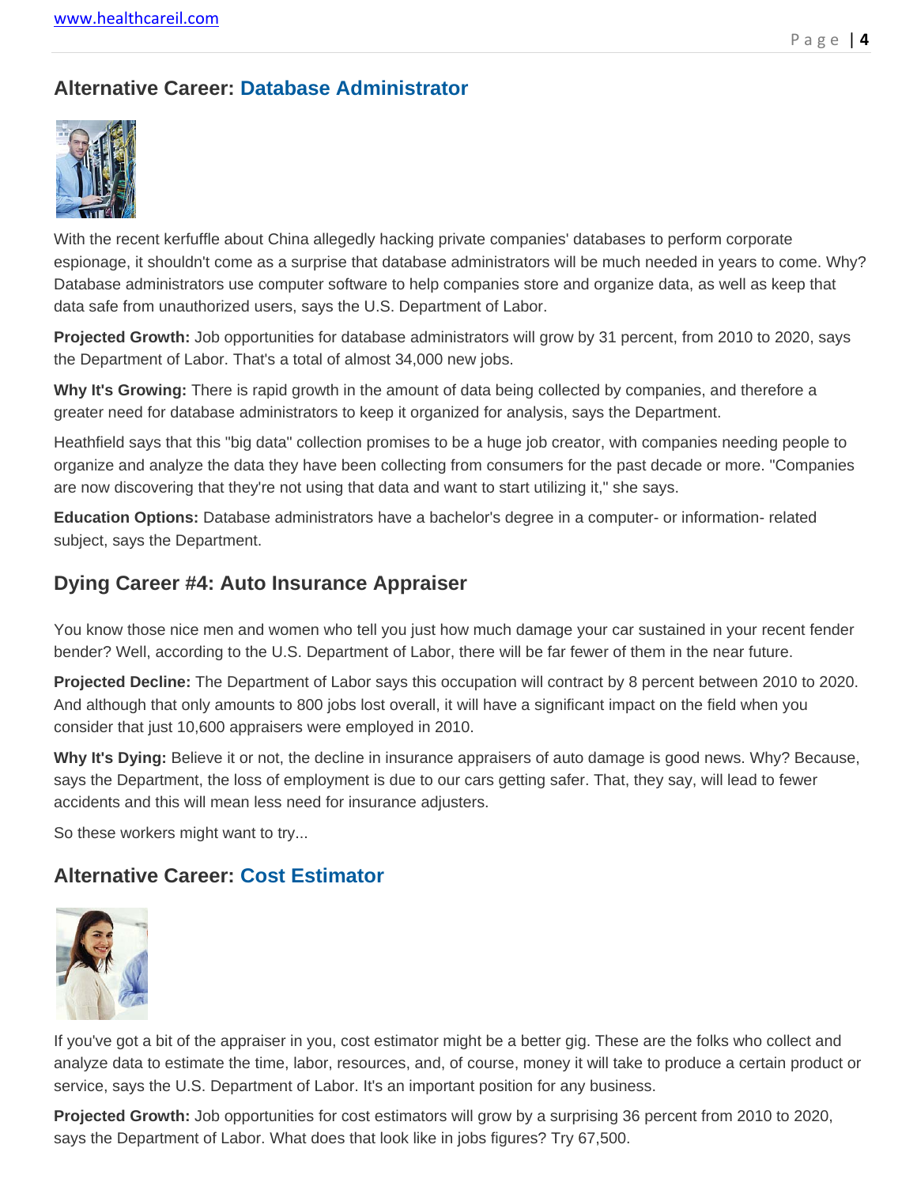## Alternative Career: Database Administrator

With the recent kerfuffle about China allegedly hacking private companies' databases to perform corporate espionage, it shouldn't come as a surprise that database administrators will be much needed in years to come. Why? Database administrators use computer software to help companies store and organize data, as well as keep that data safe from unauthorized users, says the U.S. Department of Labor.

**Projected Growth:** Job opportunities for database administrators will grow by 31 percent, from 2010 to 2020, says the Department of Labor. That's a total of almost 34,000 new jobs.

**Why It's Growing:** There is rapid growth in the amount of data being collected by companies, and therefore a greater need for database administrators to keep it organized for analysis, says the Department.

Heathfield says that this "big data" collection promises to be a huge job creator, with companies needing people to organize and analyze the data they have been collecting from consumers for the past decade or more. "Companies are now discovering that they're not using that data and want to start utilizing it," she says.

**Education Options:** Database administrators have a bachelor's degree in a computer- or information- related subject, says the Department.

## Dying Career #4: Auto Insurance Appraiser

You know those nice men and women who tell you just how much damage your car sustained in your recent fender bender? Well, according to the U.S. Department of Labor, there will be far fewer of them in the near future.

**Projected Decline:** The Department of Labor says this occupation will contract by 8 percent between 2010 to 2020. And although that only amounts to 800 jobs lost overall, it will have a significant impact on the field when you consider that just 10,600 appraisers were employed in 2010.

**Why It's Dying:** Believe it or not, the decline in insurance appraisers of auto damage is good news. Why? Because, says the Department, the loss of employment is due to our cars getting safer. That, they say, will lead to fewer accidents and this will mean less need for insurance adjusters.

So these workers might want to try...

## Alternative Career: Cost Estimator

If you've got a bit of the appraiser in you, cost estimator might be a better gig. These are the folks who collect and analyze data to estimate the time, labor, resources, and, of course, money it will take to produce a certain product or service, says the U.S. Department of Labor. It's an important position for any business.

**Projected Growth:** Job opportunities for cost estimators will grow by a surprising 36 percent from 2010 to 2020, says the Department of Labor. What does that look like in jobs figures? Try 67,500.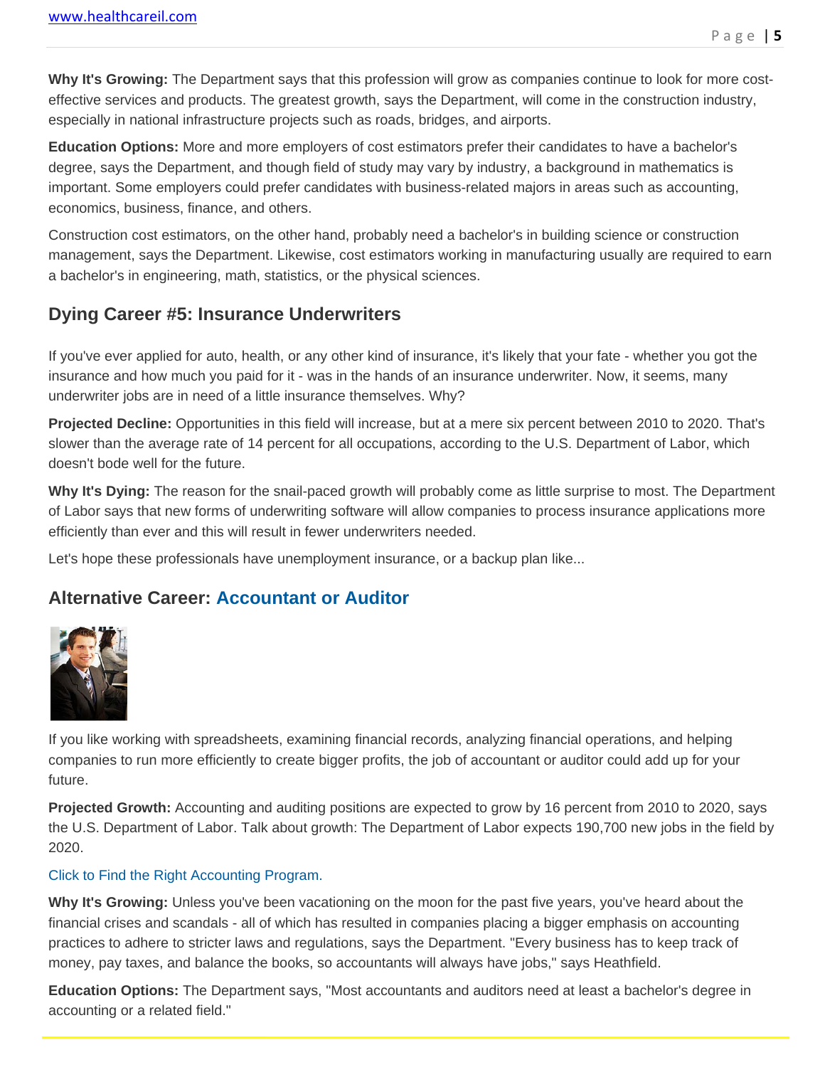**Why It's Growing:** The Department says that this profession will grow as companies continue to look for more cost-effective services and products. The greatest growth, says the Department, will come in the construction industry, especially in national infrastructure projects such as roads, bridges, and airports.

**Education Options:** More and more employers of cost estimators prefer their candidates to have a bachelor's degree, says the Department, and though field of study may vary by industry, a background in mathematics is important. Some employers could prefer candidates with business-related majors in areas such as accounting, economics, business, finance, and others.

Construction cost estimators, on the other hand, probably need a bachelor's in building science or construction management, says the Department. Likewise, cost estimators working in manufacturing usually are required to earn a bachelor's in engineering, math, statistics, or the physical sciences.

## Dying Career #5: Insurance Underwriters

If you've ever applied for auto, health, or any other kind of insurance, it's likely that your fate - whether you got the insurance and how much you paid for it - was in the hands of an insurance underwriter. Now, it seems, many underwriter jobs are in need of a little insurance themselves. Why?

**Projected Decline:** Opportunities in this field will increase, but at a mere six percent between 2010 to 2020. That's slower than the average rate of 14 percent for all occupations, according to the U.S. Department of Labor, which doesn't bode well for the future.

**Why It's Dying:** The reason for the snail-paced growth will probably come as little surprise to most. The Department of Labor says that new forms of underwriting software will allow companies to process insurance applications more efficiently than ever and this will result in fewer underwriters needed.

Let's hope these professionals have unemployment insurance, or a backup plan like...

## Alternative Career: Accountant or Auditor

If you like working with spreadsheets, examining financial records, analyzing financial operations, and helping companies to run more efficiently to create bigger profits, the job of accountant or auditor could add up for your future.

**Projected Growth:** Accounting and auditing positions are expected to grow by 16 percent from 2010 to 2020, says the U.S. Department of Labor. Talk about growth: The Department of Labor expects 190,700 new jobs in the field by 2020.

Click to Find the Right Accounting Program.

**Why It's Growing:** Unless you've been vacationing on the moon for the past five years, you've heard about the financial crises and scandals - all of which has resulted in companies placing a bigger emphasis on accounting practices to adhere to stricter laws and regulations, says the Department. "Every business has to keep track of money, pay taxes, and balance the books, so accountants will always have jobs," says Heathfield.

**Education Options:** The Department says, "Most accountants and auditors need at least a bachelor's degree in accounting or a related field."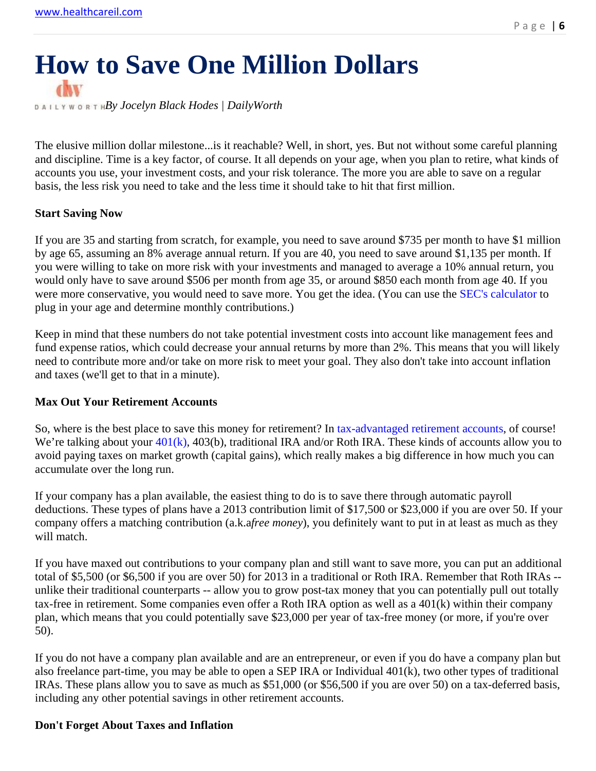# How to Save One Million Dollars

DAILYWORTH *By Jocelyn Black Hodes | DailyWorth*

The elusive million dollar milestone...is it reachable? Well, in short, yes. But not without some careful planning and discipline. Time is a key factor, of course. It all depends on your age, when you plan to retire, what kinds of accounts you use, your investment costs, and your risk tolerance. The more you are able to save on a regular basis, the less risk you need to take and the less time it should take to hit that first million.

**Start Saving Now**

If you are 35 and starting from scratch, for example, you need to save around $735 per month to have $1 million by age 65, assuming an 8% average annual return. If you are 40, you need to save around $1,135 per month. If you were willing to take on more risk with your investments and managed to average a 10% annual return, you would only have to save around $506 per month from age 35, or around $850 each month from age 40. If you were more conservative, you would need to save more. You get the idea. (You can use the SEC's calculator to plug in your age and determine monthly contributions.)

Keep in mind that these numbers do not take potential investment costs into account like management fees and fund expense ratios, which could decrease your annual returns by more than 2%. This means that you will likely need to contribute more and/or take on more risk to meet your goal. They also don't take into account inflation and taxes (we'll get to that in a minute).

**Max Out Your Retirement Accounts**

So, where is the best place to save this money for retirement? In tax-advantaged retirement accounts, of course! We're talking about your 401(k), 403(b), traditional IRA and/or Roth IRA. These kinds of accounts allow you to avoid paying taxes on market growth (capital gains), which really makes a big difference in how much you can accumulate over the long run.

If your company has a plan available, the easiest thing to do is to save there through automatic payroll deductions. These types of plans have a 2013 contribution limit of $17,500 or $23,000 if you are over 50. If your company offers a matching contribution (a.k.a *free money*), you definitely want to put in at least as much as they will match.

If you have maxed out contributions to your company plan and still want to save more, you can put an additional total of $5,500 (or $6,500 if you are over 50) for 2013 in a traditional or Roth IRA. Remember that Roth IRAs -- unlike their traditional counterparts -- allow you to grow post-tax money that you can potentially pull out totally tax-free in retirement. Some companies even offer a Roth IRA option as well as a 401(k) within their company plan, which means that you could potentially save $23,000 per year of tax-free money (or more, if you're over 50).

If you do not have a company plan available and are an entrepreneur, or even if you do have a company plan but also freelance part-time, you may be able to open a SEP IRA or Individual 401(k), two other types of traditional IRAs. These plans allow you to save as much as $51,000 (or $56,500 if you are over 50) on a tax-deferred basis, including any other potential savings in other retirement accounts.

**Don't Forget About Taxes and Inflation**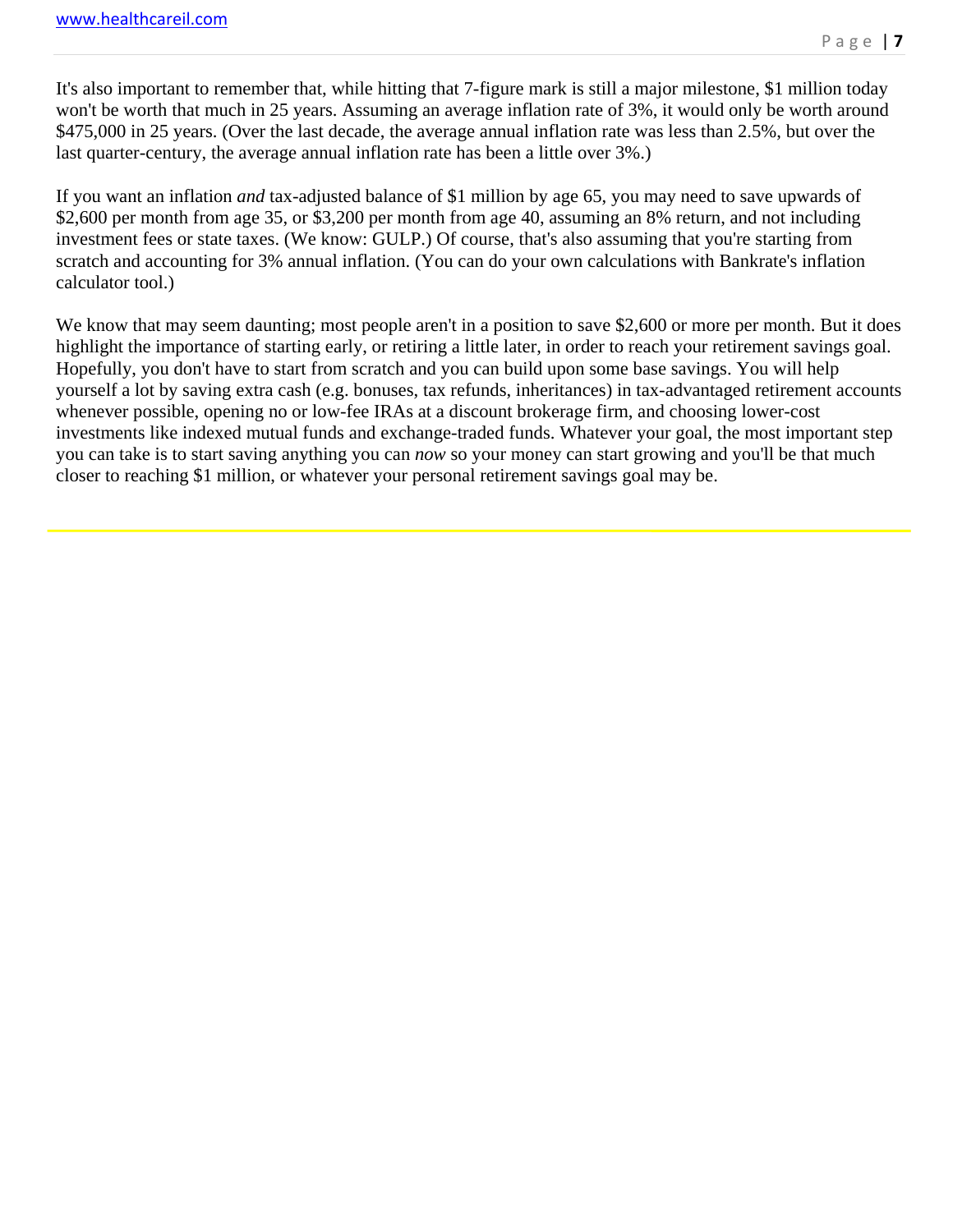It's also important to remember that, while hitting that 7-figure mark is still a major milestone, $1 million today won't be worth that much in 25 years. Assuming an average inflation rate of 3%, it would only be worth around $475,000 in 25 years. (Over the last decade, the average annual inflation rate was less than 2.5%, but over the last quarter-century, the average annual inflation rate has been a little over 3%.)

If you want an inflation *and* tax-adjusted balance of $1 million by age 65, you may need to save upwards of $2,600 per month from age 35, or $3,200 per month from age 40, assuming an 8% return, and not including investment fees or state taxes. (We know: GULP.) Of course, that's also assuming that you're starting from scratch and accounting for 3% annual inflation. (You can do your own calculations with Bankrate's inflation calculator tool.)

We know that may seem daunting; most people aren't in a position to save $2,600 or more per month. But it does highlight the importance of starting early, or retiring a little later, in order to reach your retirement savings goal. Hopefully, you don't have to start from scratch and you can build upon some base savings. You will help yourself a lot by saving extra cash (e.g. bonuses, tax refunds, inheritances) in tax-advantaged retirement accounts whenever possible, opening no or low-fee IRAs at a discount brokerage firm, and choosing lower-cost investments like indexed mutual funds and exchange-traded funds. Whatever your goal, the most important step you can take is to start saving anything you can *now* so your money can start growing and you'll be that much closer to reaching $1 million, or whatever your personal retirement savings goal may be.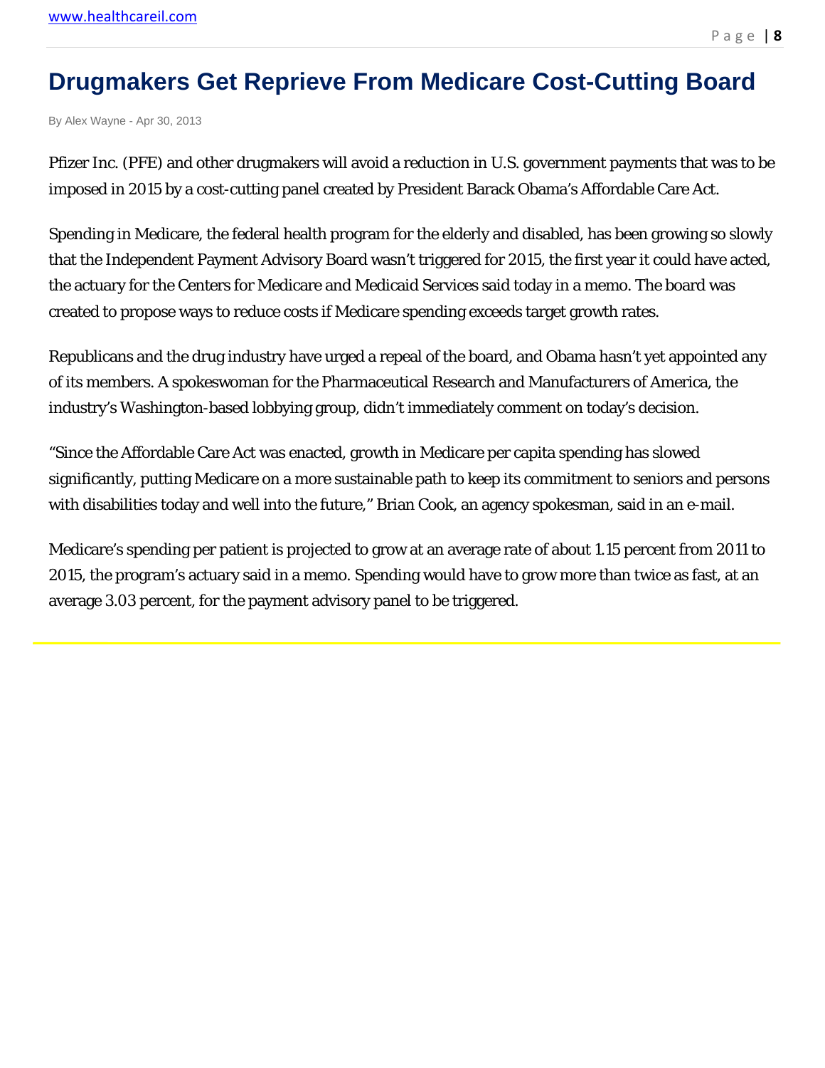# Drugmakers Get Reprieve From Medicare Cost-Cutting Board

By Alex Wayne - Apr 30, 2013

Pfizer Inc. (PFE) and other drugmakers will avoid a reduction in U.S. government payments that was to be imposed in 2015 by a cost-cutting panel created by President Barack Obama's Affordable Care Act.

Spending in Medicare, the federal health program for the elderly and disabled, has been growing so slowly that the Independent Payment Advisory Board wasn't triggered for 2015, the first year it could have acted, the actuary for the Centers for Medicare and Medicaid Services said today in a memo. The board was created to propose ways to reduce costs if Medicare spending exceeds target growth rates.

Republicans and the drug industry have urged a repeal of the board, and Obama hasn't yet appointed any of its members. A spokeswoman for the Pharmaceutical Research and Manufacturers of America, the industry's Washington-based lobbying group, didn't immediately comment on today's decision.

"Since the Affordable Care Act was enacted, growth in Medicare per capita spending has slowed significantly, putting Medicare on a more sustainable path to keep its commitment to seniors and persons with disabilities today and well into the future," Brian Cook, an agency spokesman, said in an e-mail.

Medicare's spending per patient is projected to grow at an average rate of about 1.15 percent from 2011 to 2015, the program's actuary said in a memo. Spending would have to grow more than twice as fast, at an average 3.03 percent, for the payment advisory panel to be triggered.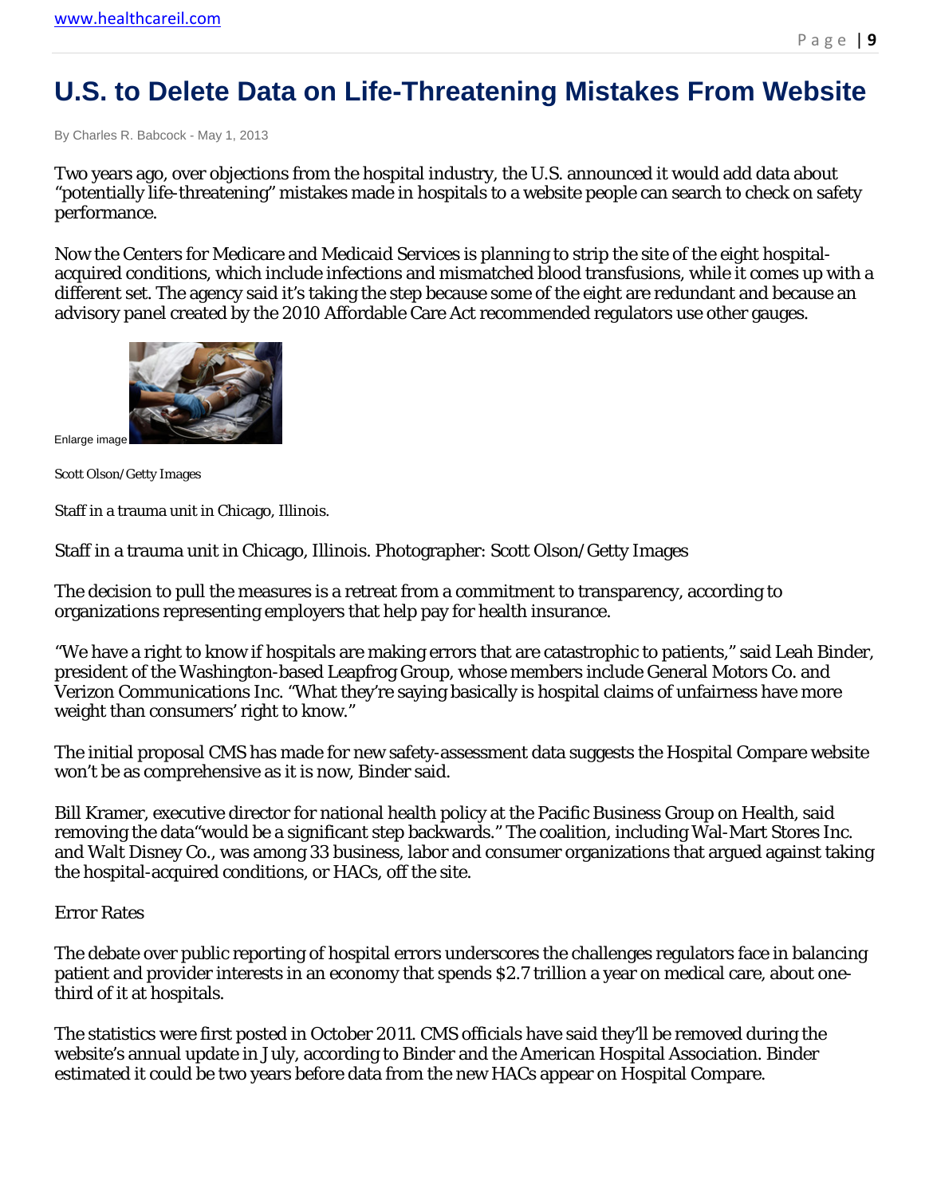# U.S. to Delete Data on Life-Threatening Mistakes From Website

By Charles R. Babcock - May 1, 2013

Two years ago, over objections from the hospital industry, the U.S. announced it would add data about "potentially life-threatening" mistakes made in hospitals to a website people can search to check on safety performance.

Now the Centers for Medicare and Medicaid Services is planning to strip the site of the eight hospital-acquired conditions, which include infections and mismatched blood transfusions, while it comes up with a different set. The agency said it's taking the step because some of the eight are redundant and because an advisory panel created by the 2010 Affordable Care Act recommended regulators use other gauges.

Enlarge image

Scott Olson/Getty Images

Staff in a trauma unit in Chicago, Illinois.

Staff in a trauma unit in Chicago, Illinois. Photographer: Scott Olson/Getty Images

The decision to pull the measures is a retreat from a commitment to transparency, according to organizations representing employers that help pay for health insurance.

"We have a right to know if hospitals are making errors that are catastrophic to patients," said Leah Binder, president of the Washington-based Leapfrog Group, whose members include General Motors Co. and Verizon Communications Inc. "What they're saying basically is hospital claims of unfairness have more weight than consumers' right to know."

The initial proposal CMS has made for new safety-assessment data suggests the Hospital Compare website won't be as comprehensive as it is now, Binder said.

Bill Kramer, executive director for national health policy at the Pacific Business Group on Health, said removing the data"would be a significant step backwards." The coalition, including Wal-Mart Stores Inc. and Walt Disney Co., was among 33 business, labor and consumer organizations that argued against taking the hospital-acquired conditions, or HACs, off the site.

## Error Rates

The debate over public reporting of hospital errors underscores the challenges regulators face in balancing patient and provider interests in an economy that spends $2.7 trillion a year on medical care, about one-third of it at hospitals.

The statistics were first posted in October 2011. CMS officials have said they'll be removed during the website's annual update in July, according to Binder and the American Hospital Association. Binder estimated it could be two years before data from the new HACs appear on Hospital Compare.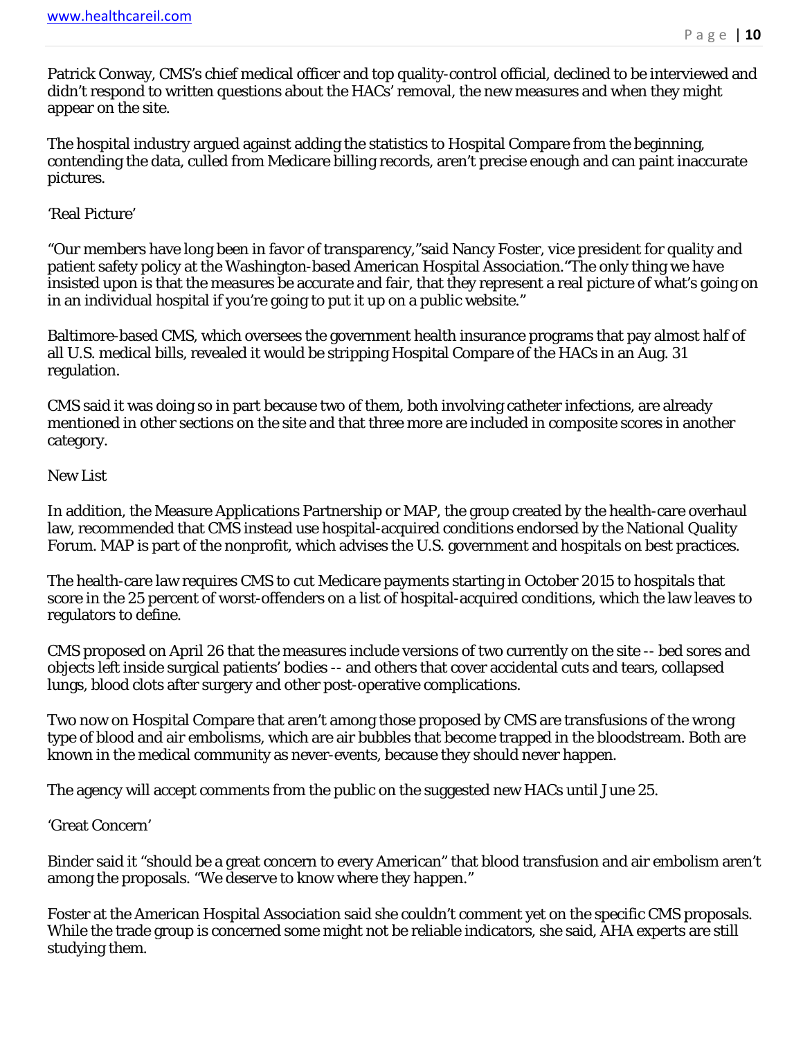Patrick Conway, CMS's chief medical officer and top quality-control official, declined to be interviewed and didn't respond to written questions about the HACs' removal, the new measures and when they might appear on the site.

The hospital industry argued against adding the statistics to Hospital Compare from the beginning, contending the data, culled from Medicare billing records, aren't precise enough and can paint inaccurate pictures.

## 'Real Picture'

"Our members have long been in favor of transparency,"said Nancy Foster, vice president for quality and patient safety policy at the Washington-based American Hospital Association."The only thing we have insisted upon is that the measures be accurate and fair, that they represent a real picture of what's going on in an individual hospital if you're going to put it up on a public website."

Baltimore-based CMS, which oversees the government health insurance programs that pay almost half of all U.S. medical bills, revealed it would be stripping Hospital Compare of the HACs in an Aug. 31 regulation.

CMS said it was doing so in part because two of them, both involving catheter infections, are already mentioned in other sections on the site and that three more are included in composite scores in another category.

## New List

In addition, the Measure Applications Partnership or MAP, the group created by the health-care overhaul law, recommended that CMS instead use hospital-acquired conditions endorsed by the National Quality Forum. MAP is part of the nonprofit, which advises the U.S. government and hospitals on best practices.

The health-care law requires CMS to cut Medicare payments starting in October 2015 to hospitals that score in the 25 percent of worst-offenders on a list of hospital-acquired conditions, which the law leaves to regulators to define.

CMS proposed on April 26 that the measures include versions of two currently on the site -- bed sores and objects left inside surgical patients' bodies -- and others that cover accidental cuts and tears, collapsed lungs, blood clots after surgery and other post-operative complications.

Two now on Hospital Compare that aren't among those proposed by CMS are transfusions of the wrong type of blood and air embolisms, which are air bubbles that become trapped in the bloodstream. Both are known in the medical community as never-events, because they should never happen.

The agency will accept comments from the public on the suggested new HACs until June 25.

## 'Great Concern'

Binder said it "should be a great concern to every American" that blood transfusion and air embolism aren't among the proposals. "We deserve to know where they happen."

Foster at the American Hospital Association said she couldn't comment yet on the specific CMS proposals. While the trade group is concerned some might not be reliable indicators, she said, AHA experts are still studying them.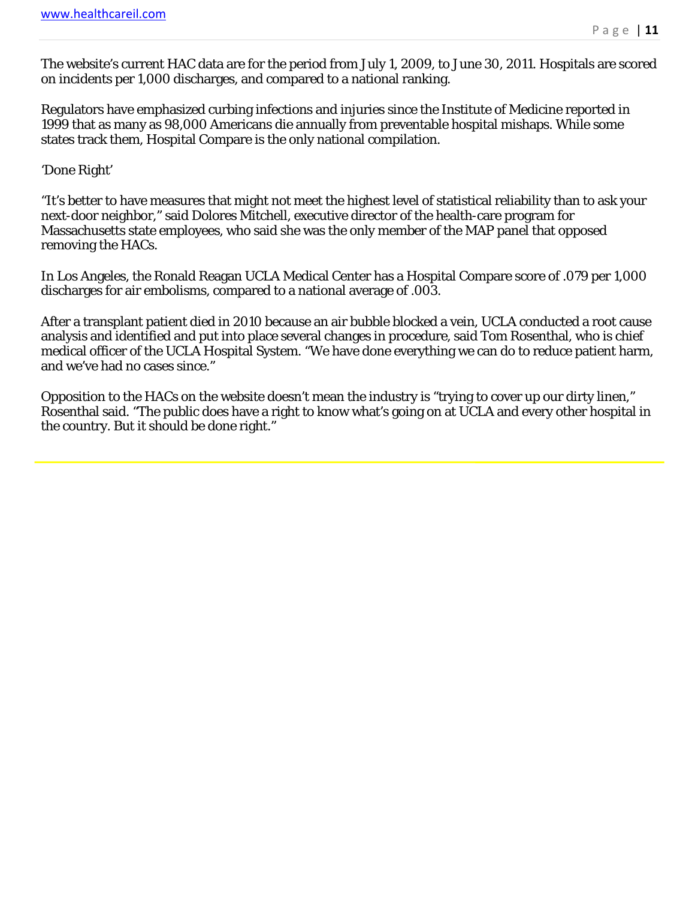The website's current HAC data are for the period from July 1, 2009, to June 30, 2011. Hospitals are scored on incidents per 1,000 discharges, and compared to a national ranking.

Regulators have emphasized curbing infections and injuries since the Institute of Medicine reported in 1999 that as many as 98,000 Americans die annually from preventable hospital mishaps. While some states track them, Hospital Compare is the only national compilation.

'Done Right'

"It's better to have measures that might not meet the highest level of statistical reliability than to ask your next-door neighbor," said Dolores Mitchell, executive director of the health-care program for Massachusetts state employees, who said she was the only member of the MAP panel that opposed removing the HACs.

In Los Angeles, the Ronald Reagan UCLA Medical Center has a Hospital Compare score of .079 per 1,000 discharges for air embolisms, compared to a national average of .003.

After a transplant patient died in 2010 because an air bubble blocked a vein, UCLA conducted a root cause analysis and identified and put into place several changes in procedure, said Tom Rosenthal, who is chief medical officer of the UCLA Hospital System. "We have done everything we can do to reduce patient harm, and we've had no cases since."

Opposition to the HACs on the website doesn't mean the industry is "trying to cover up our dirty linen," Rosenthal said. "The public does have a right to know what's going on at UCLA and every other hospital in the country. But it should be done right."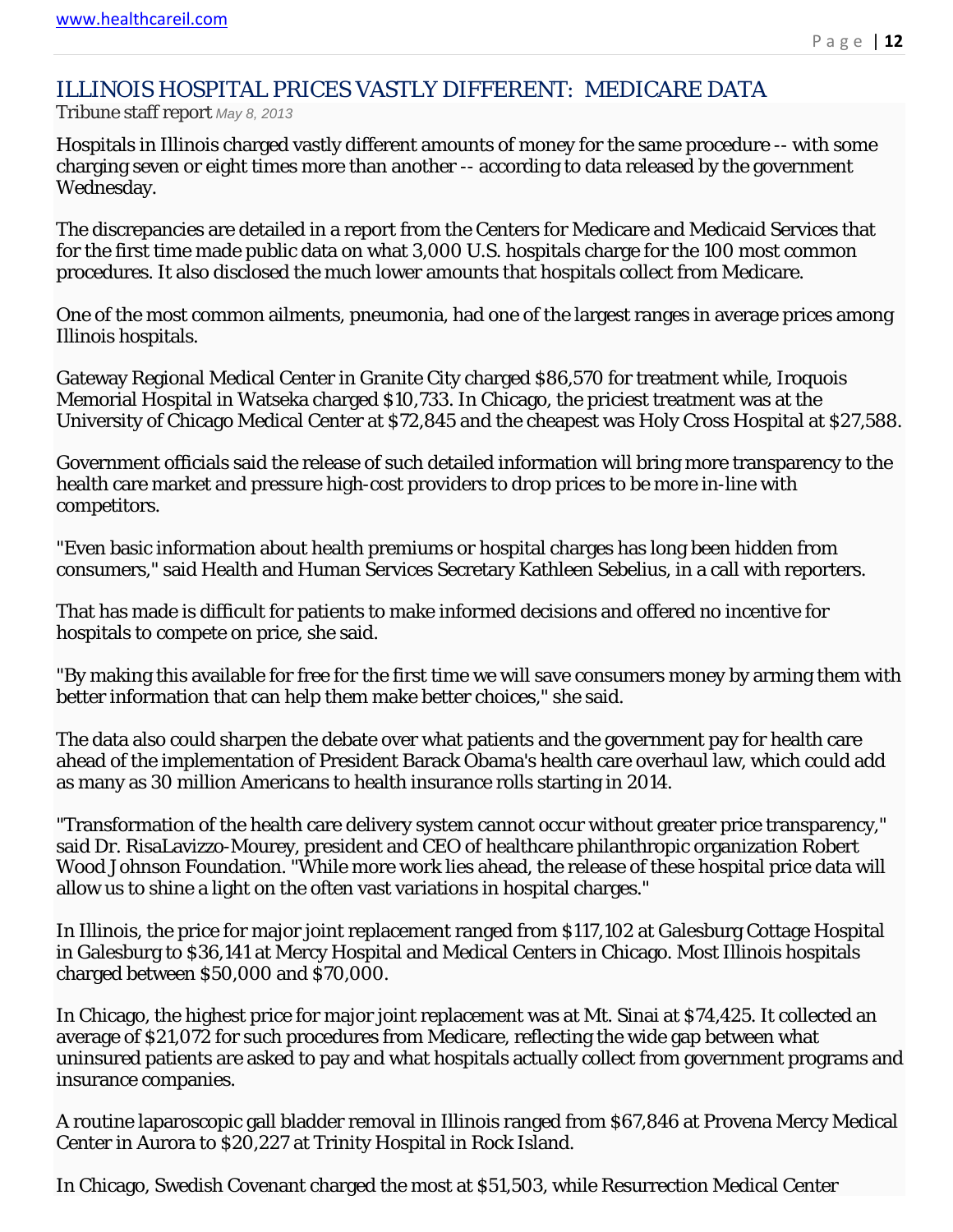## ILLINOIS HOSPITAL PRICES VASTLY DIFFERENT: MEDICARE DATA

Tribune staff report *May 8, 2013*

Hospitals in Illinois charged vastly different amounts of money for the same procedure -- with some charging seven or eight times more than another -- according to data released by the government Wednesday.

The discrepancies are detailed in a report from the Centers for Medicare and Medicaid Services that for the first time made public data on what 3,000 U.S. hospitals charge for the 100 most common procedures. It also disclosed the much lower amounts that hospitals collect from Medicare.

One of the most common ailments, pneumonia, had one of the largest ranges in average prices among Illinois hospitals.

Gateway Regional Medical Center in Granite City charged $86,570 for treatment while, Iroquois Memorial Hospital in Watseka charged $10,733. In Chicago, the priciest treatment was at the University of Chicago Medical Center at $72,845 and the cheapest was Holy Cross Hospital at $27,588.

Government officials said the release of such detailed information will bring more transparency to the health care market and pressure high-cost providers to drop prices to be more in-line with competitors.

"Even basic information about health premiums or hospital charges has long been hidden from consumers," said Health and Human Services Secretary Kathleen Sebelius, in a call with reporters.

That has made is difficult for patients to make informed decisions and offered no incentive for hospitals to compete on price, she said.

"By making this available for free for the first time we will save consumers money by arming them with better information that can help them make better choices," she said.

The data also could sharpen the debate over what patients and the government pay for health care ahead of the implementation of President Barack Obama's health care overhaul law, which could add as many as 30 million Americans to health insurance rolls starting in 2014.

"Transformation of the health care delivery system cannot occur without greater price transparency," said Dr. RisaLavizzo-Mourey, president and CEO of healthcare philanthropic organization Robert Wood Johnson Foundation. "While more work lies ahead, the release of these hospital price data will allow us to shine a light on the often vast variations in hospital charges."

In Illinois, the price for major joint replacement ranged from $117,102 at Galesburg Cottage Hospital in Galesburg to $36,141 at Mercy Hospital and Medical Centers in Chicago. Most Illinois hospitals charged between $50,000 and $70,000.

In Chicago, the highest price for major joint replacement was at Mt. Sinai at $74,425. It collected an average of $21,072 for such procedures from Medicare, reflecting the wide gap between what uninsured patients are asked to pay and what hospitals actually collect from government programs and insurance companies.

A routine laparoscopic gall bladder removal in Illinois ranged from $67,846 at Provena Mercy Medical Center in Aurora to $20,227 at Trinity Hospital in Rock Island.

In Chicago, Swedish Covenant charged the most at $51,503, while Resurrection Medical Center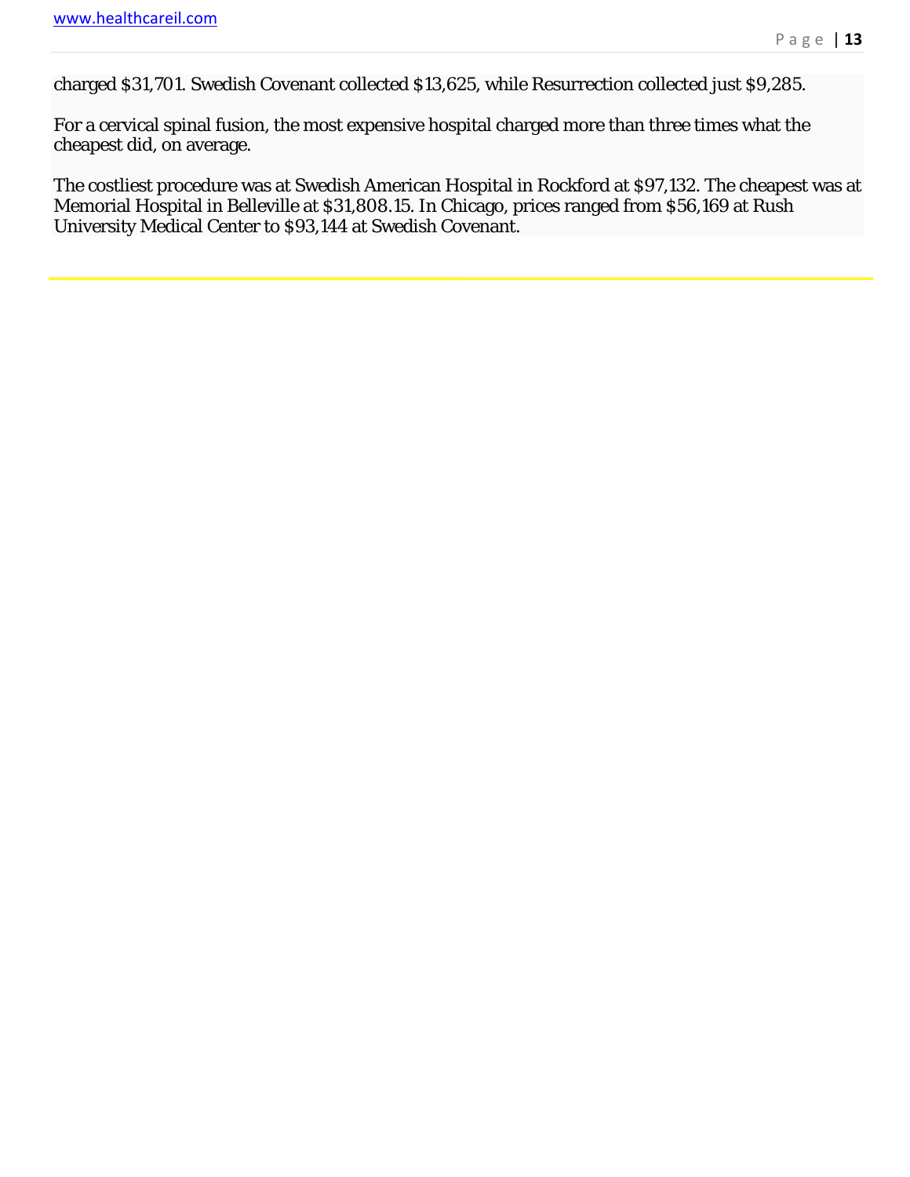charged $31,701. Swedish Covenant collected $13,625, while Resurrection collected just $9,285.

For a cervical spinal fusion, the most expensive hospital charged more than three times what the cheapest did, on average.

The costliest procedure was at Swedish American Hospital in Rockford at $97,132. The cheapest was at Memorial Hospital in Belleville at $31,808.15. In Chicago, prices ranged from $56,169 at Rush University Medical Center to $93,144 at Swedish Covenant.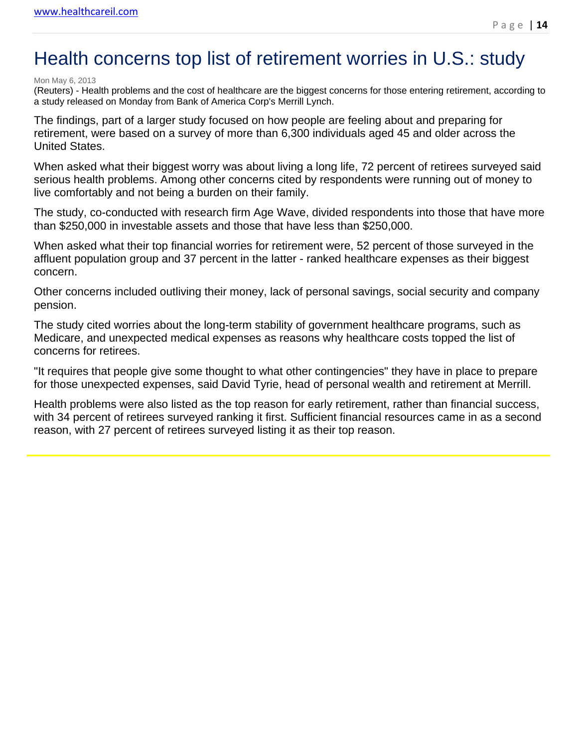# Health concerns top list of retirement worries in U.S.: study

Mon May 6, 2013

(Reuters) - Health problems and the cost of healthcare are the biggest concerns for those entering retirement, according to a study released on Monday from Bank of America Corp's Merrill Lynch.

The findings, part of a larger study focused on how people are feeling about and preparing for retirement, were based on a survey of more than 6,300 individuals aged 45 and older across the United States.

When asked what their biggest worry was about living a long life, 72 percent of retirees surveyed said serious health problems. Among other concerns cited by respondents were running out of money to live comfortably and not being a burden on their family.

The study, co-conducted with research firm Age Wave, divided respondents into those that have more than $250,000 in investable assets and those that have less than $250,000.

When asked what their top financial worries for retirement were, 52 percent of those surveyed in the affluent population group and 37 percent in the latter - ranked healthcare expenses as their biggest concern.

Other concerns included outliving their money, lack of personal savings, social security and company pension.

The study cited worries about the long-term stability of government healthcare programs, such as Medicare, and unexpected medical expenses as reasons why healthcare costs topped the list of concerns for retirees.

"It requires that people give some thought to what other contingencies" they have in place to prepare for those unexpected expenses, said David Tyrie, head of personal wealth and retirement at Merrill.

Health problems were also listed as the top reason for early retirement, rather than financial success, with 34 percent of retirees surveyed ranking it first. Sufficient financial resources came in as a second reason, with 27 percent of retirees surveyed listing it as their top reason.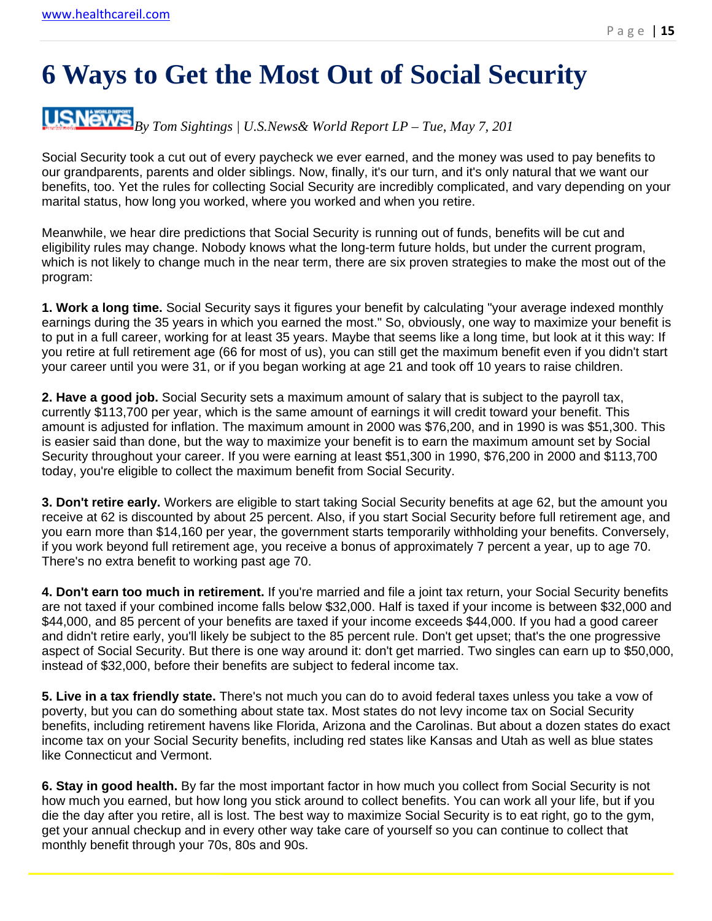# 6 Ways to Get the Most Out of Social Security

*By Tom Sightings | U.S.News& World Report LP – Tue, May 7, 201*

Social Security took a cut out of every paycheck we ever earned, and the money was used to pay benefits to our grandparents, parents and older siblings. Now, finally, it's our turn, and it's only natural that we want our benefits, too. Yet the rules for collecting Social Security are incredibly complicated, and vary depending on your marital status, how long you worked, where you worked and when you retire.

Meanwhile, we hear dire predictions that Social Security is running out of funds, benefits will be cut and eligibility rules may change. Nobody knows what the long-term future holds, but under the current program, which is not likely to change much in the near term, there are six proven strategies to make the most out of the program:

**1. Work a long time.** Social Security says it figures your benefit by calculating "your average indexed monthly earnings during the 35 years in which you earned the most." So, obviously, one way to maximize your benefit is to put in a full career, working for at least 35 years. Maybe that seems like a long time, but look at it this way: If you retire at full retirement age (66 for most of us), you can still get the maximum benefit even if you didn't start your career until you were 31, or if you began working at age 21 and took off 10 years to raise children.

**2. Have a good job.** Social Security sets a maximum amount of salary that is subject to the payroll tax, currently $113,700 per year, which is the same amount of earnings it will credit toward your benefit. This amount is adjusted for inflation. The maximum amount in 2000 was $76,200, and in 1990 is was $51,300. This is easier said than done, but the way to maximize your benefit is to earn the maximum amount set by Social Security throughout your career. If you were earning at least $51,300 in 1990, $76,200 in 2000 and $113,700 today, you're eligible to collect the maximum benefit from Social Security.

**3. Don't retire early.** Workers are eligible to start taking Social Security benefits at age 62, but the amount you receive at 62 is discounted by about 25 percent. Also, if you start Social Security before full retirement age, and you earn more than $14,160 per year, the government starts temporarily withholding your benefits. Conversely, if you work beyond full retirement age, you receive a bonus of approximately 7 percent a year, up to age 70. There's no extra benefit to working past age 70.

**4. Don't earn too much in retirement.** If you're married and file a joint tax return, your Social Security benefits are not taxed if your combined income falls below $32,000. Half is taxed if your income is between $32,000 and $44,000, and 85 percent of your benefits are taxed if your income exceeds $44,000. If you had a good career and didn't retire early, you'll likely be subject to the 85 percent rule. Don't get upset; that's the one progressive aspect of Social Security. But there is one way around it: don't get married. Two singles can earn up to $50,000, instead of $32,000, before their benefits are subject to federal income tax.

**5. Live in a tax friendly state.** There's not much you can do to avoid federal taxes unless you take a vow of poverty, but you can do something about state tax. Most states do not levy income tax on Social Security benefits, including retirement havens like Florida, Arizona and the Carolinas. But about a dozen states do exact income tax on your Social Security benefits, including red states like Kansas and Utah as well as blue states like Connecticut and Vermont.

**6. Stay in good health.** By far the most important factor in how much you collect from Social Security is not how much you earned, but how long you stick around to collect benefits. You can work all your life, but if you die the day after you retire, all is lost. The best way to maximize Social Security is to eat right, go to the gym, get your annual checkup and in every other way take care of yourself so you can continue to collect that monthly benefit through your 70s, 80s and 90s.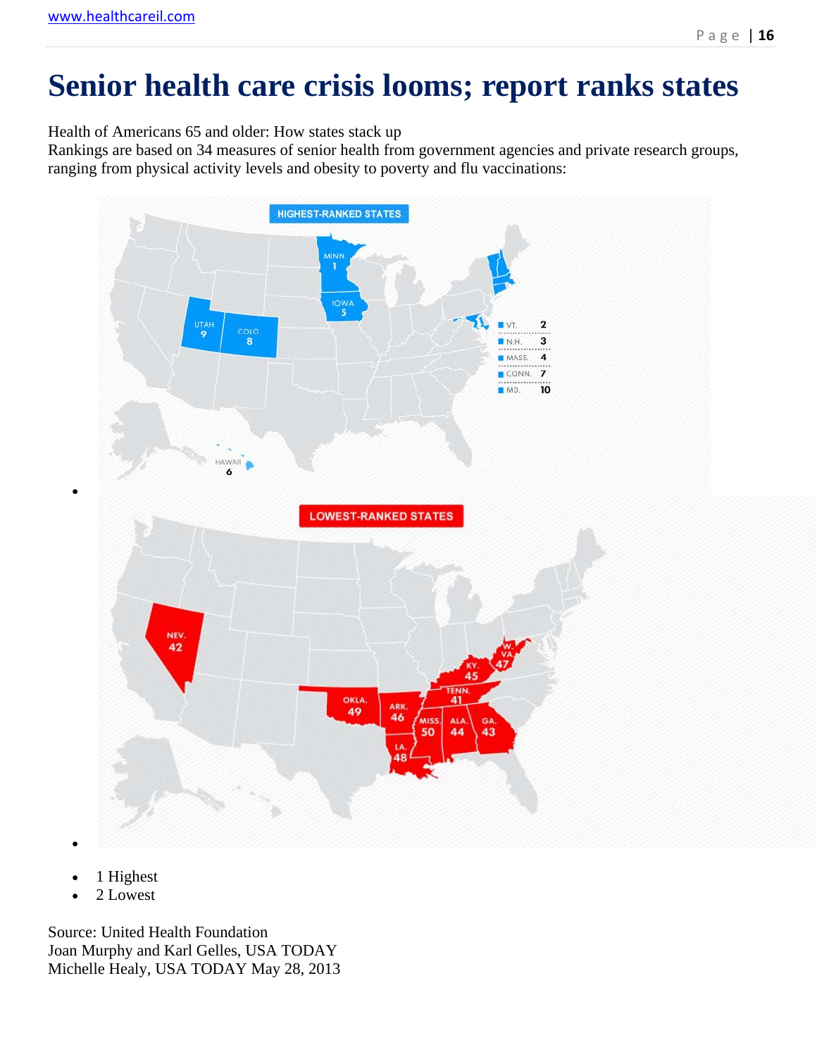# Senior health care crisis looms; report ranks states

Health of Americans 65 and older: How states stack up
Rankings are based on 34 measures of senior health from government agencies and private research groups, ranging from physical activity levels and obesity to poverty and flu vaccinations:

HIGHEST-RANKED STATES

| State | Rank |
|---|---|
| MINN | 1 |
| VT. | 2 |
| N.H. | 3 |
| MASS. | 4 |
| IOWA | 5 |
| HAWAII | 6 |
| CONN. | 7 |
| COLO. | 8 |
| UTAH | 9 |
| MD. | 10 |

LOWEST-RANKED STATES

| State | Rank |
|---|---|
| TENN. | 41 |
| NEV. | 42 |
| GA. | 43 |
| ALA. | 44 |
| KY. | 45 |
| ARK. | 46 |
| W. VA. | 47 |
| LA. | 48 |
| OKLA. | 49 |
| MISS. | 50 |

- 1 Highest
- 2 Lowest

Source: United Health Foundation
Joan Murphy and Karl Gelles, USA TODAY
Michelle Healy, USA TODAY May 28, 2013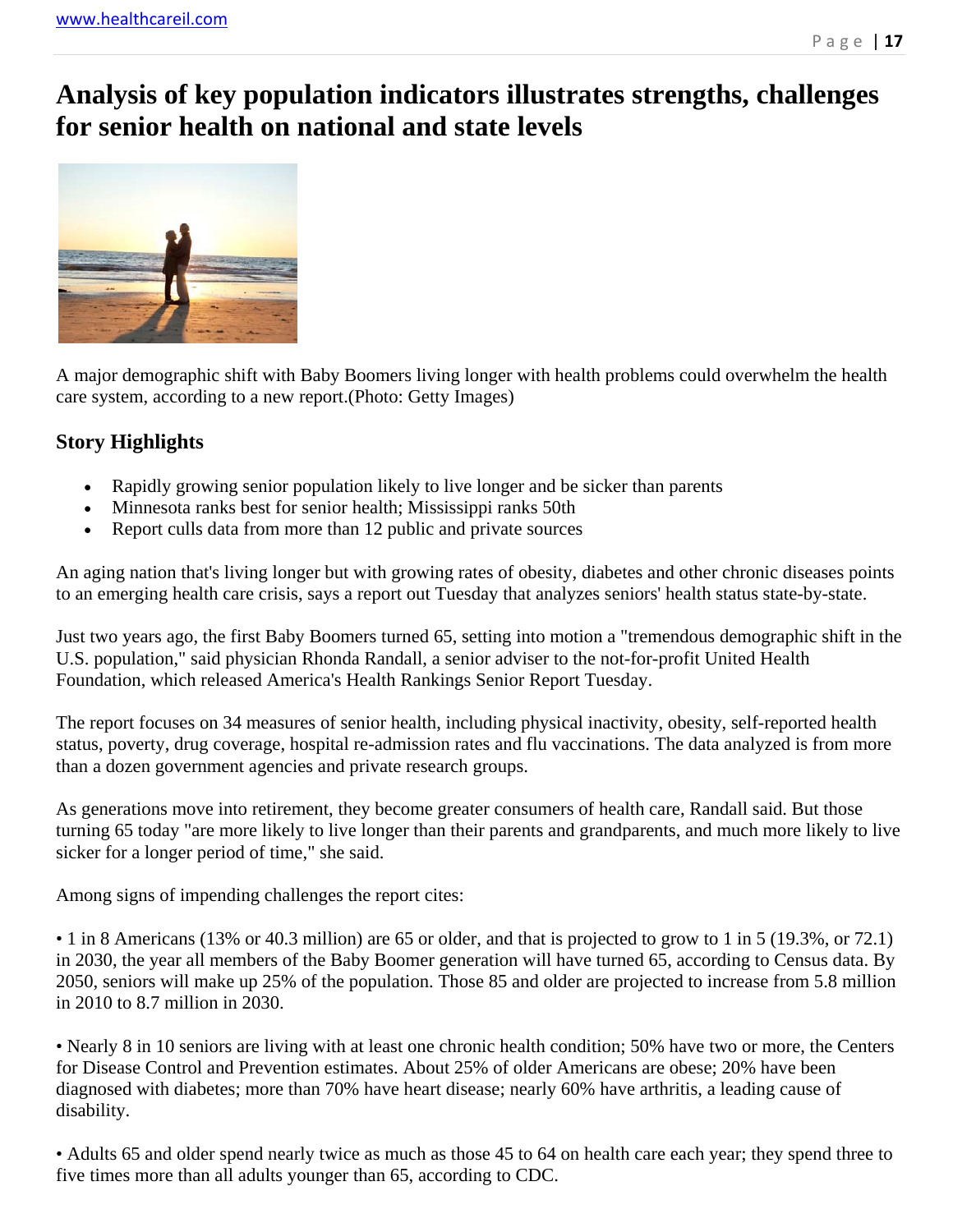# Analysis of key population indicators illustrates strengths, challenges for senior health on national and state levels

A major demographic shift with Baby Boomers living longer with health problems could overwhelm the health care system, according to a new report.(Photo: Getty Images)

### Story Highlights

- Rapidly growing senior population likely to live longer and be sicker than parents
- Minnesota ranks best for senior health; Mississippi ranks 50th
- Report culls data from more than 12 public and private sources

An aging nation that's living longer but with growing rates of obesity, diabetes and other chronic diseases points to an emerging health care crisis, says a report out Tuesday that analyzes seniors' health status state-by-state.

Just two years ago, the first Baby Boomers turned 65, setting into motion a "tremendous demographic shift in the U.S. population," said physician Rhonda Randall, a senior adviser to the not-for-profit United Health Foundation, which released America's Health Rankings Senior Report Tuesday.

The report focuses on 34 measures of senior health, including physical inactivity, obesity, self-reported health status, poverty, drug coverage, hospital re-admission rates and flu vaccinations. The data analyzed is from more than a dozen government agencies and private research groups.

As generations move into retirement, they become greater consumers of health care, Randall said. But those turning 65 today "are more likely to live longer than their parents and grandparents, and much more likely to live sicker for a longer period of time," she said.

Among signs of impending challenges the report cites:

• 1 in 8 Americans (13% or 40.3 million) are 65 or older, and that is projected to grow to 1 in 5 (19.3%, or 72.1) in 2030, the year all members of the Baby Boomer generation will have turned 65, according to Census data. By 2050, seniors will make up 25% of the population. Those 85 and older are projected to increase from 5.8 million in 2010 to 8.7 million in 2030.

• Nearly 8 in 10 seniors are living with at least one chronic health condition; 50% have two or more, the Centers for Disease Control and Prevention estimates. About 25% of older Americans are obese; 20% have been diagnosed with diabetes; more than 70% have heart disease; nearly 60% have arthritis, a leading cause of disability.

• Adults 65 and older spend nearly twice as much as those 45 to 64 on health care each year; they spend three to five times more than all adults younger than 65, according to CDC.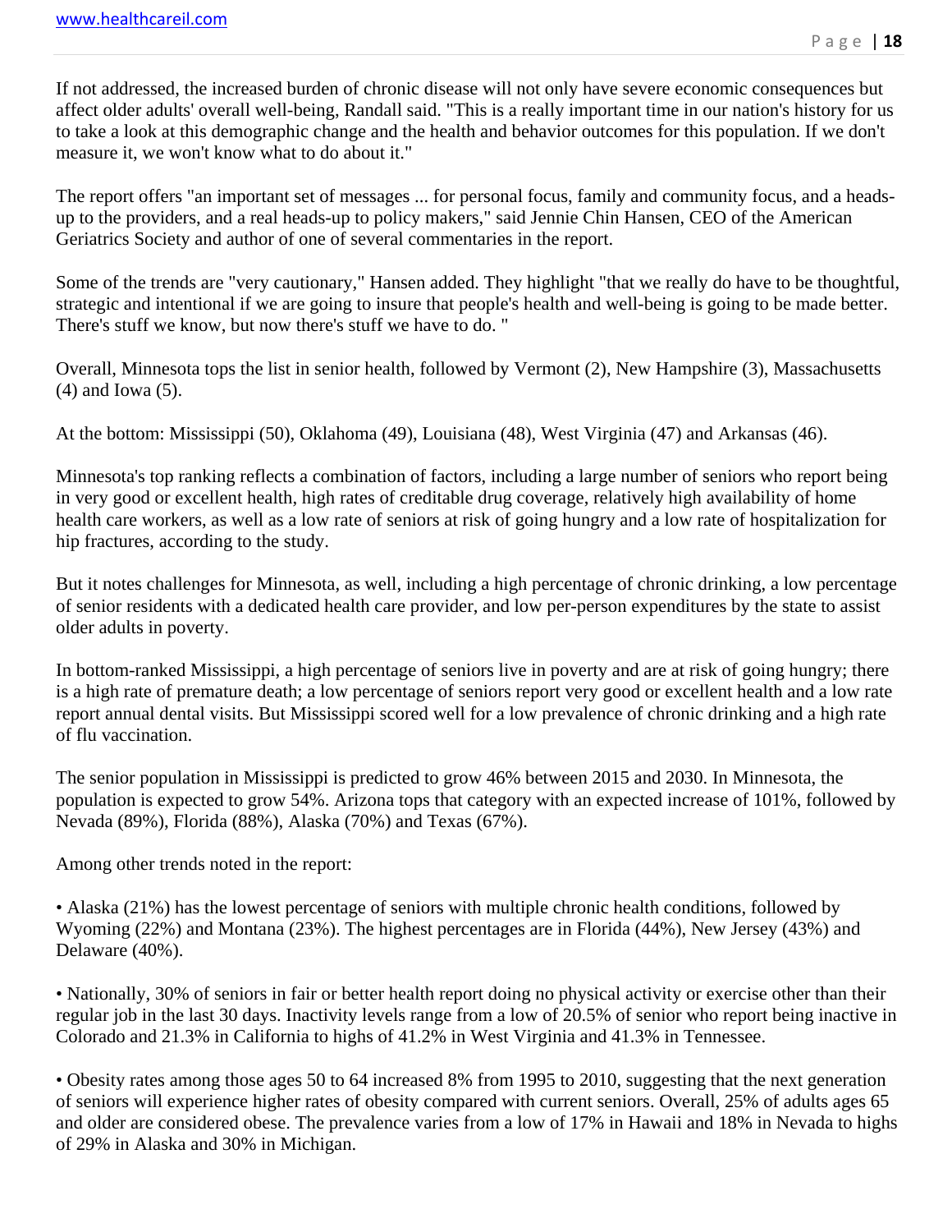If not addressed, the increased burden of chronic disease will not only have severe economic consequences but affect older adults' overall well-being, Randall said. "This is a really important time in our nation's history for us to take a look at this demographic change and the health and behavior outcomes for this population. If we don't measure it, we won't know what to do about it."

The report offers "an important set of messages ... for personal focus, family and community focus, and a heads-up to the providers, and a real heads-up to policy makers," said Jennie Chin Hansen, CEO of the American Geriatrics Society and author of one of several commentaries in the report.

Some of the trends are "very cautionary," Hansen added. They highlight "that we really do have to be thoughtful, strategic and intentional if we are going to insure that people's health and well-being is going to be made better. There's stuff we know, but now there's stuff we have to do. "

Overall, Minnesota tops the list in senior health, followed by Vermont (2), New Hampshire (3), Massachusetts (4) and Iowa (5).

At the bottom: Mississippi (50), Oklahoma (49), Louisiana (48), West Virginia (47) and Arkansas (46).

Minnesota's top ranking reflects a combination of factors, including a large number of seniors who report being in very good or excellent health, high rates of creditable drug coverage, relatively high availability of home health care workers, as well as a low rate of seniors at risk of going hungry and a low rate of hospitalization for hip fractures, according to the study.

But it notes challenges for Minnesota, as well, including a high percentage of chronic drinking, a low percentage of senior residents with a dedicated health care provider, and low per-person expenditures by the state to assist older adults in poverty.

In bottom-ranked Mississippi, a high percentage of seniors live in poverty and are at risk of going hungry; there is a high rate of premature death; a low percentage of seniors report very good or excellent health and a low rate report annual dental visits. But Mississippi scored well for a low prevalence of chronic drinking and a high rate of flu vaccination.

The senior population in Mississippi is predicted to grow 46% between 2015 and 2030. In Minnesota, the population is expected to grow 54%. Arizona tops that category with an expected increase of 101%, followed by Nevada (89%), Florida (88%), Alaska (70%) and Texas (67%).

Among other trends noted in the report:

• Alaska (21%) has the lowest percentage of seniors with multiple chronic health conditions, followed by Wyoming (22%) and Montana (23%). The highest percentages are in Florida (44%), New Jersey (43%) and Delaware (40%).

• Nationally, 30% of seniors in fair or better health report doing no physical activity or exercise other than their regular job in the last 30 days. Inactivity levels range from a low of 20.5% of senior who report being inactive in Colorado and 21.3% in California to highs of 41.2% in West Virginia and 41.3% in Tennessee.

• Obesity rates among those ages 50 to 64 increased 8% from 1995 to 2010, suggesting that the next generation of seniors will experience higher rates of obesity compared with current seniors. Overall, 25% of adults ages 65 and older are considered obese. The prevalence varies from a low of 17% in Hawaii and 18% in Nevada to highs of 29% in Alaska and 30% in Michigan.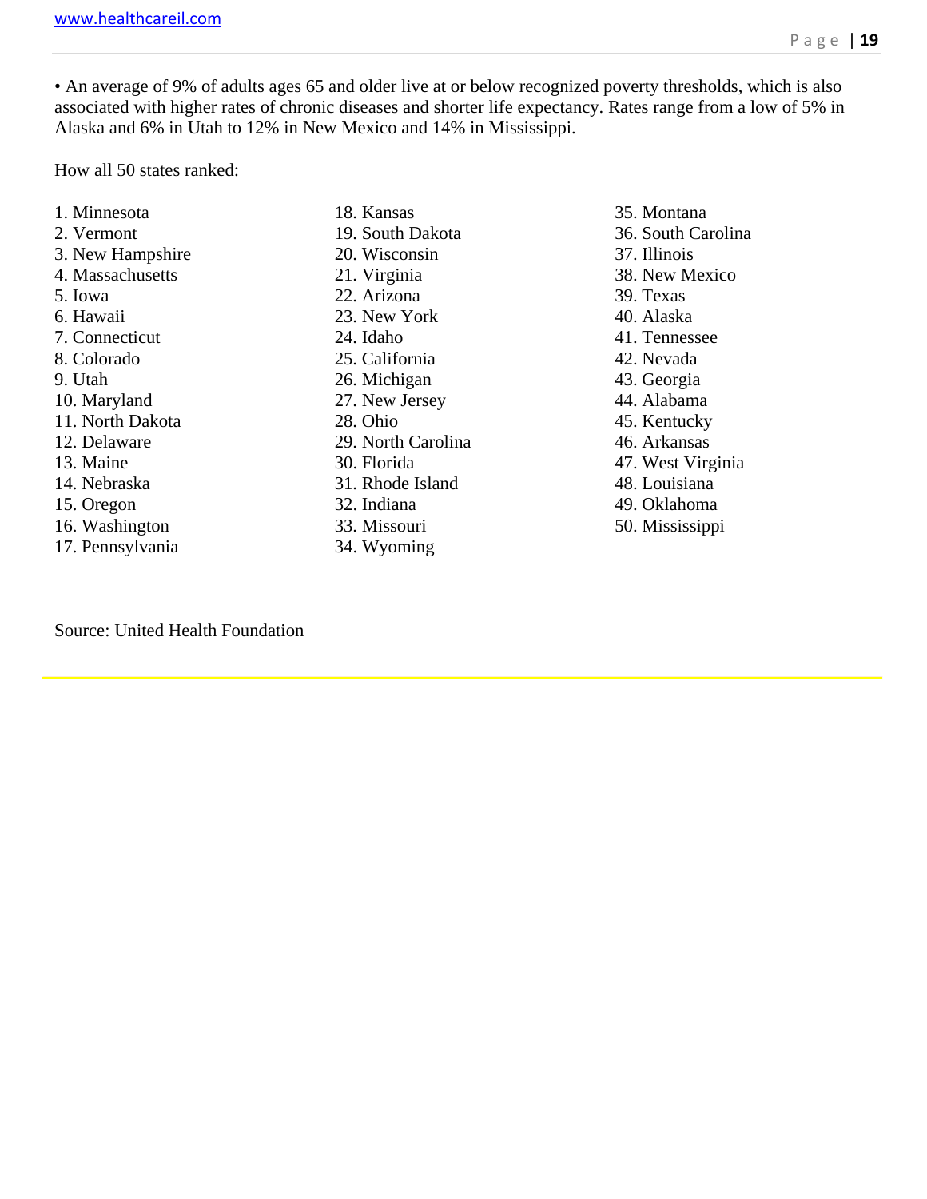• An average of 9% of adults ages 65 and older live at or below recognized poverty thresholds, which is also associated with higher rates of chronic diseases and shorter life expectancy. Rates range from a low of 5% in Alaska and 6% in Utah to 12% in New Mexico and 14% in Mississippi.

How all 50 states ranked:

1. Minnesota
2. Vermont
3. New Hampshire
4. Massachusetts
5. Iowa
6. Hawaii
7. Connecticut
8. Colorado
9. Utah
10. Maryland
11. North Dakota
12. Delaware
13. Maine
14. Nebraska
15. Oregon
16. Washington
17. Pennsylvania
18. Kansas
19. South Dakota
20. Wisconsin
21. Virginia
22. Arizona
23. New York
24. Idaho
25. California
26. Michigan
27. New Jersey
28. Ohio
29. North Carolina
30. Florida
31. Rhode Island
32. Indiana
33. Missouri
34. Wyoming
35. Montana
36. South Carolina
37. Illinois
38. New Mexico
39. Texas
40. Alaska
41. Tennessee
42. Nevada
43. Georgia
44. Alabama
45. Kentucky
46. Arkansas
47. West Virginia
48. Louisiana
49. Oklahoma
50. Mississippi

Source: United Health Foundation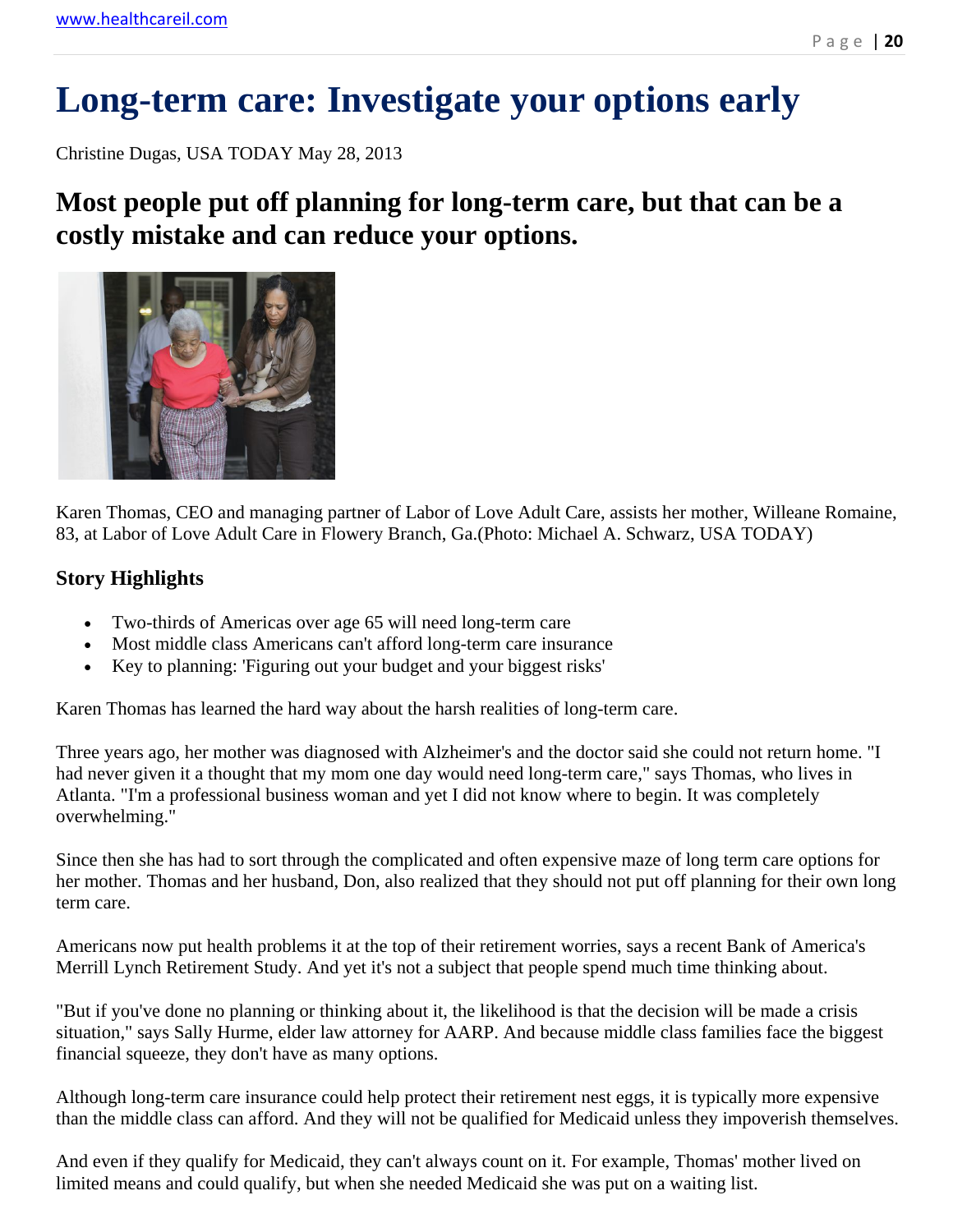# Long-term care: Investigate your options early

Christine Dugas, USA TODAY May 28, 2013

## Most people put off planning for long-term care, but that can be a costly mistake and can reduce your options.

Karen Thomas, CEO and managing partner of Labor of Love Adult Care, assists her mother, Willeane Romaine, 83, at Labor of Love Adult Care in Flowery Branch, Ga.(Photo: Michael A. Schwarz, USA TODAY)

### Story Highlights

- Two-thirds of Americas over age 65 will need long-term care
- Most middle class Americans can't afford long-term care insurance
- Key to planning: 'Figuring out your budget and your biggest risks'

Karen Thomas has learned the hard way about the harsh realities of long-term care.

Three years ago, her mother was diagnosed with Alzheimer's and the doctor said she could not return home. "I had never given it a thought that my mom one day would need long-term care," says Thomas, who lives in Atlanta. "I'm a professional business woman and yet I did not know where to begin. It was completely overwhelming."

Since then she has had to sort through the complicated and often expensive maze of long term care options for her mother. Thomas and her husband, Don, also realized that they should not put off planning for their own long term care.

Americans now put health problems it at the top of their retirement worries, says a recent Bank of America's Merrill Lynch Retirement Study. And yet it's not a subject that people spend much time thinking about.

"But if you've done no planning or thinking about it, the likelihood is that the decision will be made a crisis situation," says Sally Hurme, elder law attorney for AARP. And because middle class families face the biggest financial squeeze, they don't have as many options.

Although long-term care insurance could help protect their retirement nest eggs, it is typically more expensive than the middle class can afford. And they will not be qualified for Medicaid unless they impoverish themselves.

And even if they qualify for Medicaid, they can't always count on it. For example, Thomas' mother lived on limited means and could qualify, but when she needed Medicaid she was put on a waiting list.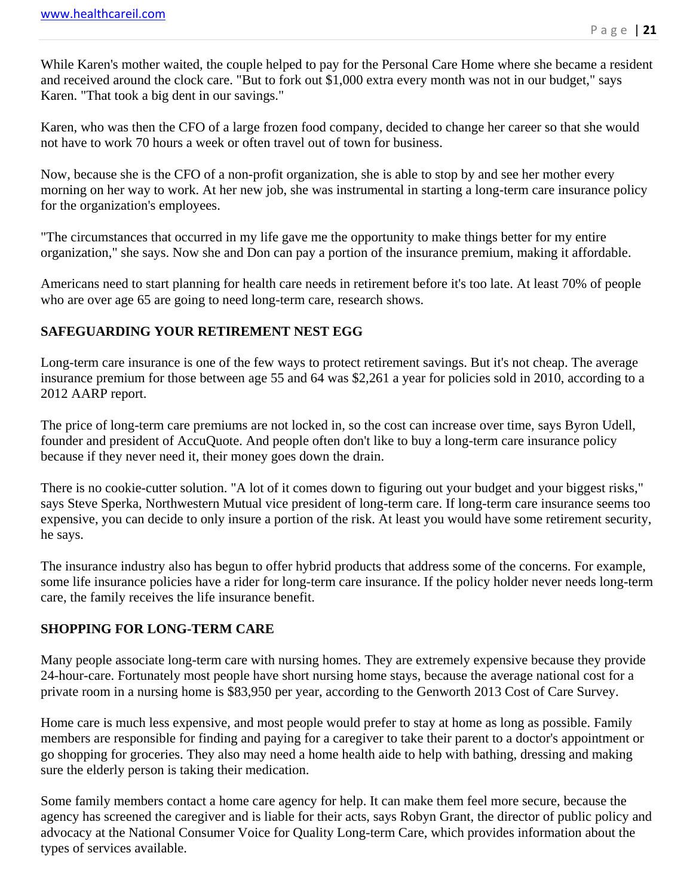While Karen's mother waited, the couple helped to pay for the Personal Care Home where she became a resident and received around the clock care. "But to fork out $1,000 extra every month was not in our budget," says Karen. "That took a big dent in our savings."

Karen, who was then the CFO of a large frozen food company, decided to change her career so that she would not have to work 70 hours a week or often travel out of town for business.

Now, because she is the CFO of a non-profit organization, she is able to stop by and see her mother every morning on her way to work. At her new job, she was instrumental in starting a long-term care insurance policy for the organization's employees.

"The circumstances that occurred in my life gave me the opportunity to make things better for my entire organization," she says. Now she and Don can pay a portion of the insurance premium, making it affordable.

Americans need to start planning for health care needs in retirement before it's too late. At least 70% of people who are over age 65 are going to need long-term care, research shows.

**SAFEGUARDING YOUR RETIREMENT NEST EGG**

Long-term care insurance is one of the few ways to protect retirement savings. But it's not cheap. The average insurance premium for those between age 55 and 64 was $2,261 a year for policies sold in 2010, according to a 2012 AARP report.

The price of long-term care premiums are not locked in, so the cost can increase over time, says Byron Udell, founder and president of AccuQuote. And people often don't like to buy a long-term care insurance policy because if they never need it, their money goes down the drain.

There is no cookie-cutter solution. "A lot of it comes down to figuring out your budget and your biggest risks," says Steve Sperka, Northwestern Mutual vice president of long-term care. If long-term care insurance seems too expensive, you can decide to only insure a portion of the risk. At least you would have some retirement security, he says.

The insurance industry also has begun to offer hybrid products that address some of the concerns. For example, some life insurance policies have a rider for long-term care insurance. If the policy holder never needs long-term care, the family receives the life insurance benefit.

**SHOPPING FOR LONG-TERM CARE**

Many people associate long-term care with nursing homes. They are extremely expensive because they provide 24-hour-care. Fortunately most people have short nursing home stays, because the average national cost for a private room in a nursing home is $83,950 per year, according to the Genworth 2013 Cost of Care Survey.

Home care is much less expensive, and most people would prefer to stay at home as long as possible. Family members are responsible for finding and paying for a caregiver to take their parent to a doctor's appointment or go shopping for groceries. They also may need a home health aide to help with bathing, dressing and making sure the elderly person is taking their medication.

Some family members contact a home care agency for help. It can make them feel more secure, because the agency has screened the caregiver and is liable for their acts, says Robyn Grant, the director of public policy and advocacy at the National Consumer Voice for Quality Long-term Care, which provides information about the types of services available.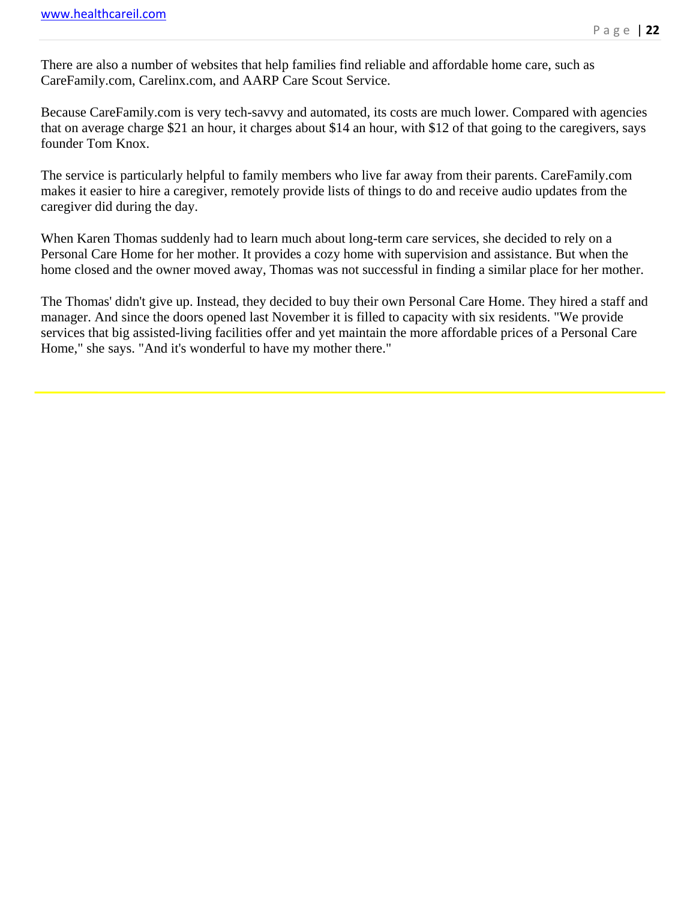There are also a number of websites that help families find reliable and affordable home care, such as CareFamily.com, Carelinx.com, and AARP Care Scout Service.

Because CareFamily.com is very tech-savvy and automated, its costs are much lower. Compared with agencies that on average charge $21 an hour, it charges about $14 an hour, with $12 of that going to the caregivers, says founder Tom Knox.

The service is particularly helpful to family members who live far away from their parents. CareFamily.com makes it easier to hire a caregiver, remotely provide lists of things to do and receive audio updates from the caregiver did during the day.

When Karen Thomas suddenly had to learn much about long-term care services, she decided to rely on a Personal Care Home for her mother. It provides a cozy home with supervision and assistance. But when the home closed and the owner moved away, Thomas was not successful in finding a similar place for her mother.

The Thomas' didn't give up. Instead, they decided to buy their own Personal Care Home. They hired a staff and manager. And since the doors opened last November it is filled to capacity with six residents. "We provide services that big assisted-living facilities offer and yet maintain the more affordable prices of a Personal Care Home," she says. "And it's wonderful to have my mother there."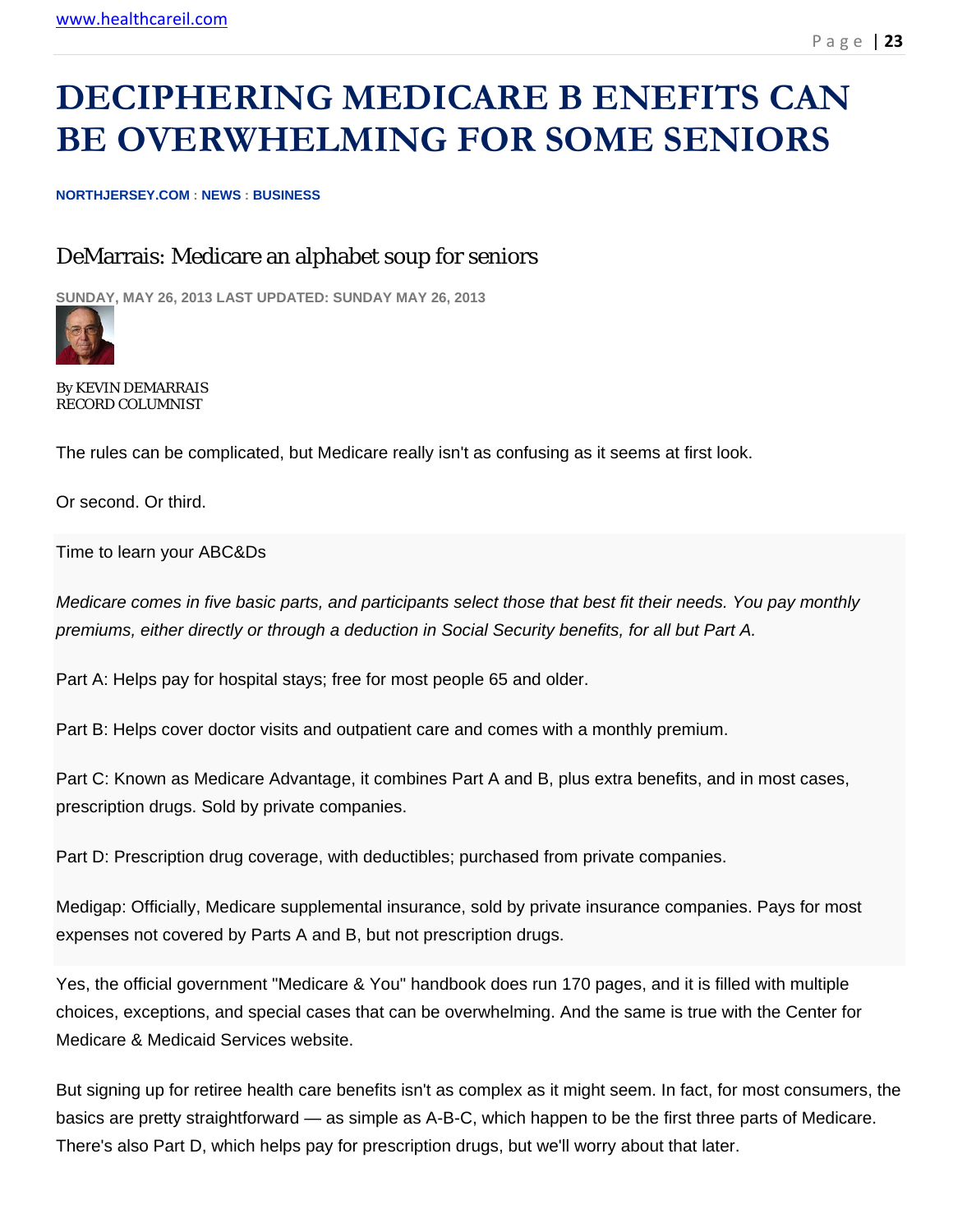# DECIPHERING MEDICARE B ENEFITS CAN BE OVERWHELMING FOR SOME SENIORS

**NORTHJERSEY.COM : NEWS : BUSINESS**

## DeMarrais: Medicare an alphabet soup for seniors

**SUNDAY, MAY 26, 2013 LAST UPDATED: SUNDAY MAY 26, 2013**

By KEVIN DEMARRAIS
RECORD COLUMNIST

The rules can be complicated, but Medicare really isn't as confusing as it seems at first look.

Or second. Or third.

Time to learn your ABC&Ds

*Medicare comes in five basic parts, and participants select those that best fit their needs. You pay monthly premiums, either directly or through a deduction in Social Security benefits, for all but Part A.*

Part A: Helps pay for hospital stays; free for most people 65 and older.

Part B: Helps cover doctor visits and outpatient care and comes with a monthly premium.

Part C: Known as Medicare Advantage, it combines Part A and B, plus extra benefits, and in most cases, prescription drugs. Sold by private companies.

Part D: Prescription drug coverage, with deductibles; purchased from private companies.

Medigap: Officially, Medicare supplemental insurance, sold by private insurance companies. Pays for most expenses not covered by Parts A and B, but not prescription drugs.

Yes, the official government "Medicare & You" handbook does run 170 pages, and it is filled with multiple choices, exceptions, and special cases that can be overwhelming. And the same is true with the Center for Medicare & Medicaid Services website.

But signing up for retiree health care benefits isn't as complex as it might seem. In fact, for most consumers, the basics are pretty straightforward — as simple as A-B-C, which happen to be the first three parts of Medicare. There's also Part D, which helps pay for prescription drugs, but we'll worry about that later.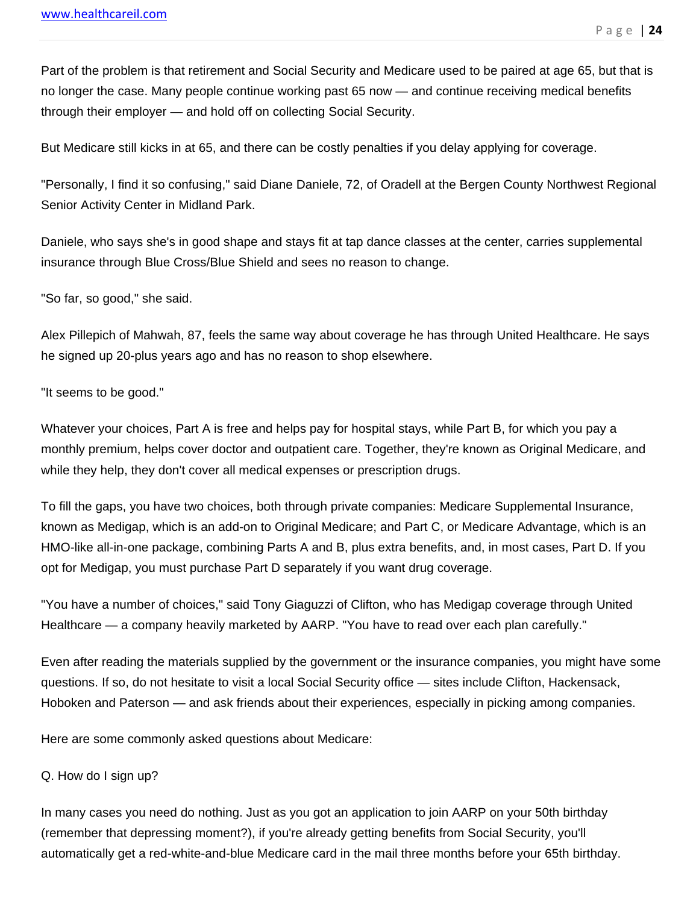Part of the problem is that retirement and Social Security and Medicare used to be paired at age 65, but that is no longer the case. Many people continue working past 65 now — and continue receiving medical benefits through their employer — and hold off on collecting Social Security.

But Medicare still kicks in at 65, and there can be costly penalties if you delay applying for coverage.

"Personally, I find it so confusing," said Diane Daniele, 72, of Oradell at the Bergen County Northwest Regional Senior Activity Center in Midland Park.

Daniele, who says she's in good shape and stays fit at tap dance classes at the center, carries supplemental insurance through Blue Cross/Blue Shield and sees no reason to change.

"So far, so good," she said.

Alex Pillepich of Mahwah, 87, feels the same way about coverage he has through United Healthcare. He says he signed up 20-plus years ago and has no reason to shop elsewhere.

"It seems to be good."

Whatever your choices, Part A is free and helps pay for hospital stays, while Part B, for which you pay a monthly premium, helps cover doctor and outpatient care. Together, they're known as Original Medicare, and while they help, they don't cover all medical expenses or prescription drugs.

To fill the gaps, you have two choices, both through private companies: Medicare Supplemental Insurance, known as Medigap, which is an add-on to Original Medicare; and Part C, or Medicare Advantage, which is an HMO-like all-in-one package, combining Parts A and B, plus extra benefits, and, in most cases, Part D. If you opt for Medigap, you must purchase Part D separately if you want drug coverage.

"You have a number of choices," said Tony Giaguzzi of Clifton, who has Medigap coverage through United Healthcare — a company heavily marketed by AARP. "You have to read over each plan carefully."

Even after reading the materials supplied by the government or the insurance companies, you might have some questions. If so, do not hesitate to visit a local Social Security office — sites include Clifton, Hackensack, Hoboken and Paterson — and ask friends about their experiences, especially in picking among companies.

Here are some commonly asked questions about Medicare:

Q. How do I sign up?

In many cases you need do nothing. Just as you got an application to join AARP on your 50th birthday (remember that depressing moment?), if you're already getting benefits from Social Security, you'll automatically get a red-white-and-blue Medicare card in the mail three months before your 65th birthday.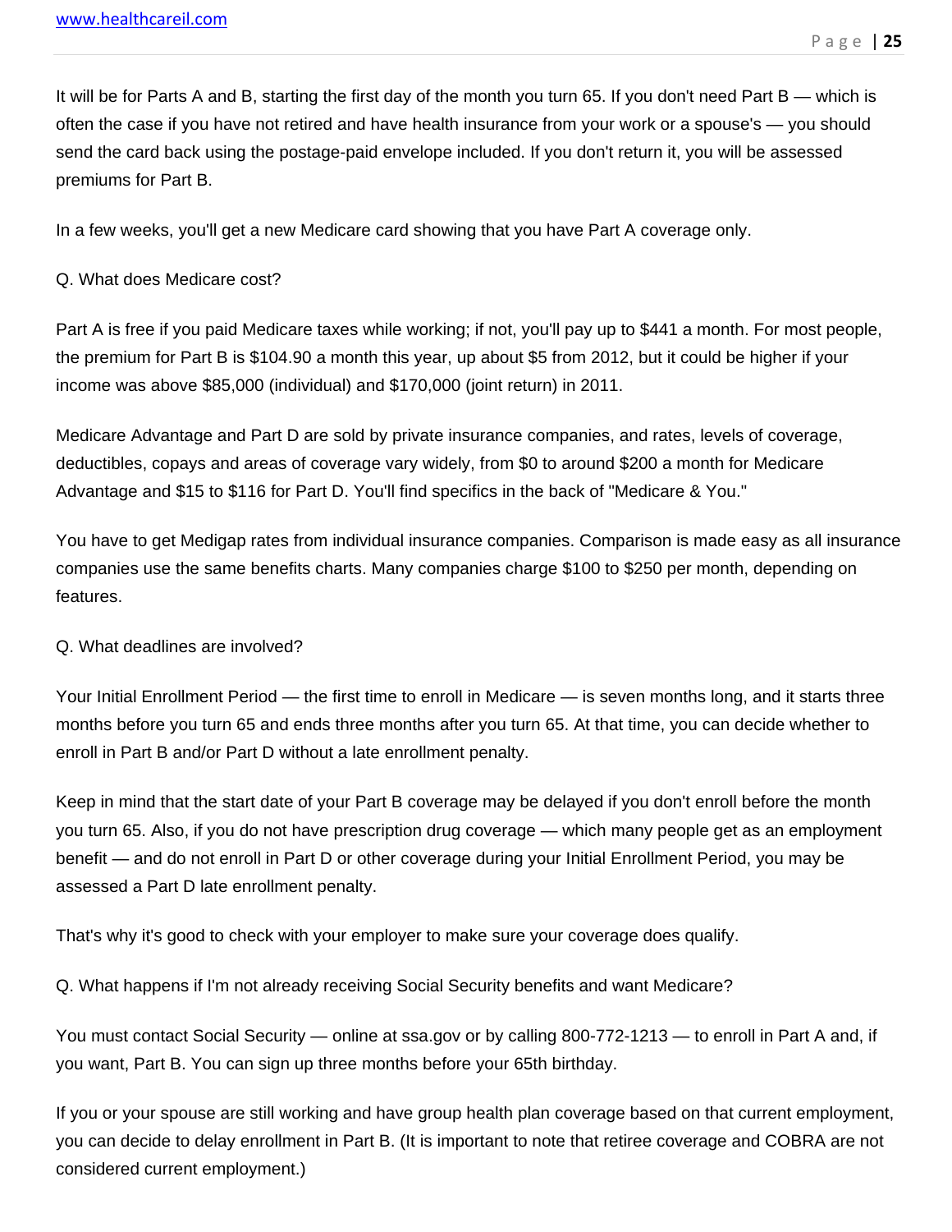It will be for Parts A and B, starting the first day of the month you turn 65. If you don't need Part B — which is often the case if you have not retired and have health insurance from your work or a spouse's — you should send the card back using the postage-paid envelope included. If you don't return it, you will be assessed premiums for Part B.

In a few weeks, you'll get a new Medicare card showing that you have Part A coverage only.

Q. What does Medicare cost?

Part A is free if you paid Medicare taxes while working; if not, you'll pay up to $441 a month. For most people, the premium for Part B is $104.90 a month this year, up about $5 from 2012, but it could be higher if your income was above $85,000 (individual) and $170,000 (joint return) in 2011.

Medicare Advantage and Part D are sold by private insurance companies, and rates, levels of coverage, deductibles, copays and areas of coverage vary widely, from $0 to around $200 a month for Medicare Advantage and $15 to $116 for Part D. You'll find specifics in the back of "Medicare & You."

You have to get Medigap rates from individual insurance companies. Comparison is made easy as all insurance companies use the same benefits charts. Many companies charge $100 to $250 per month, depending on features.

Q. What deadlines are involved?

Your Initial Enrollment Period — the first time to enroll in Medicare — is seven months long, and it starts three months before you turn 65 and ends three months after you turn 65. At that time, you can decide whether to enroll in Part B and/or Part D without a late enrollment penalty.

Keep in mind that the start date of your Part B coverage may be delayed if you don't enroll before the month you turn 65. Also, if you do not have prescription drug coverage — which many people get as an employment benefit — and do not enroll in Part D or other coverage during your Initial Enrollment Period, you may be assessed a Part D late enrollment penalty.

That's why it's good to check with your employer to make sure your coverage does qualify.

Q. What happens if I'm not already receiving Social Security benefits and want Medicare?

You must contact Social Security — online at ssa.gov or by calling 800-772-1213 — to enroll in Part A and, if you want, Part B. You can sign up three months before your 65th birthday.

If you or your spouse are still working and have group health plan coverage based on that current employment, you can decide to delay enrollment in Part B. (It is important to note that retiree coverage and COBRA are not considered current employment.)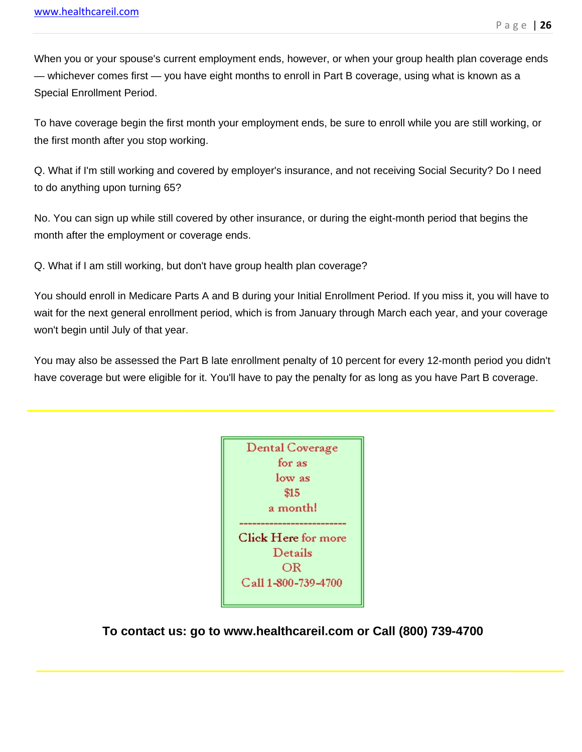When you or your spouse's current employment ends, however, or when your group health plan coverage ends — whichever comes first — you have eight months to enroll in Part B coverage, using what is known as a Special Enrollment Period.

To have coverage begin the first month your employment ends, be sure to enroll while you are still working, or the first month after you stop working.

Q. What if I'm still working and covered by employer's insurance, and not receiving Social Security? Do I need to do anything upon turning 65?

No. You can sign up while still covered by other insurance, or during the eight-month period that begins the month after the employment or coverage ends.

Q. What if I am still working, but don't have group health plan coverage?

You should enroll in Medicare Parts A and B during your Initial Enrollment Period. If you miss it, you will have to wait for the next general enrollment period, which is from January through March each year, and your coverage won't begin until July of that year.

You may also be assessed the Part B late enrollment penalty of 10 percent for every 12-month period you didn't have coverage but were eligible for it. You'll have to pay the penalty for as long as you have Part B coverage.

---

Dental Coverage
for as
low as
$15
a month!

-------------------------

Click Here for more
Details
OR
Call 1-800-739-4700

**To contact us: go to www.healthcareil.com or Call (800) 739-4700**

---